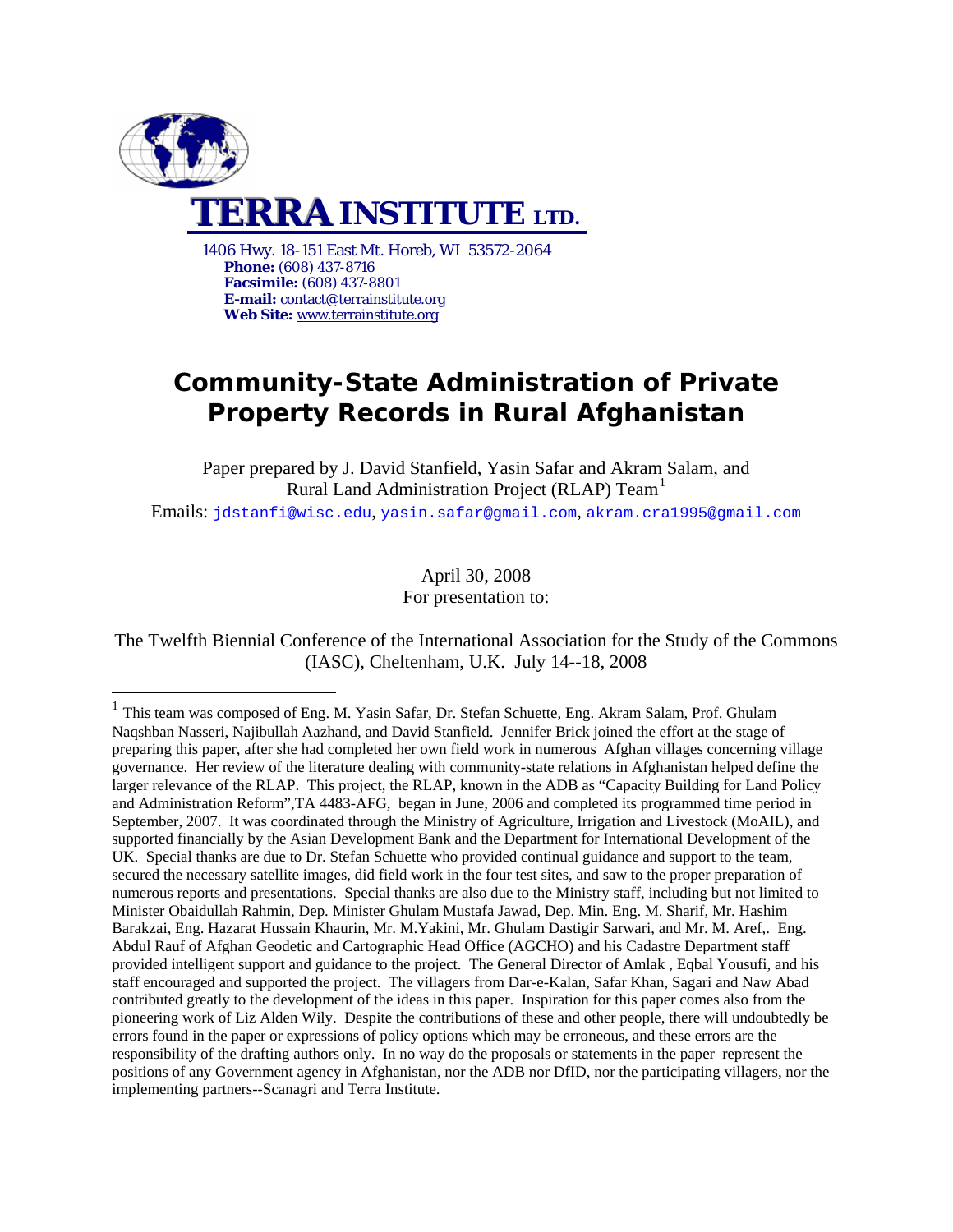**TERRA INSTITUTE LTD.**

1406 Hwy. 18-151 East Mt. Horeb, WI 53572-2064
**Phone:** (608) 437-8716
**Facsimile:** (608) 437-8801
**E-mail:** contact@terrainstitute.org
**Web Site:** www.terrainstitute.org

# Community-State Administration of Private Property Records in Rural Afghanistan

Paper prepared by J. David Stanfield, Yasin Safar and Akram Salam, and Rural Land Administration Project (RLAP) Team[1]

Emails: jdstanfi@wisc.edu, yasin.safar@gmail.com, akram.cra1995@gmail.com

April 30, 2008
For presentation to:

The Twelfth Biennial Conference of the International Association for the Study of the Commons (IASC), Cheltenham, U.K. July 14--18, 2008

---

[1] This team was composed of Eng. M. Yasin Safar, Dr. Stefan Schuette, Eng. Akram Salam, Prof. Ghulam Naqshban Nasseri, Najibullah Aazhand, and David Stanfield. Jennifer Brick joined the effort at the stage of preparing this paper, after she had completed her own field work in numerous Afghan villages concerning village governance. Her review of the literature dealing with community-state relations in Afghanistan helped define the larger relevance of the RLAP. This project, the RLAP, known in the ADB as "Capacity Building for Land Policy and Administration Reform",TA 4483-AFG, began in June, 2006 and completed its programmed time period in September, 2007. It was coordinated through the Ministry of Agriculture, Irrigation and Livestock (MoAIL), and supported financially by the Asian Development Bank and the Department for International Development of the UK. Special thanks are due to Dr. Stefan Schuette who provided continual guidance and support to the team, secured the necessary satellite images, did field work in the four test sites, and saw to the proper preparation of numerous reports and presentations. Special thanks are also due to the Ministry staff, including but not limited to Minister Obaidullah Rahmin, Dep. Minister Ghulam Mustafa Jawad, Dep. Min. Eng. M. Sharif, Mr. Hashim Barakzai, Eng. Hazarat Hussain Khaurin, Mr. M.Yakini, Mr. Ghulam Dastigir Sarwari, and Mr. M. Aref,. Eng. Abdul Rauf of Afghan Geodetic and Cartographic Head Office (AGCHO) and his Cadastre Department staff provided intelligent support and guidance to the project. The General Director of Amlak , Eqbal Yousufi, and his staff encouraged and supported the project. The villagers from Dar-e-Kalan, Safar Khan, Sagari and Naw Abad contributed greatly to the development of the ideas in this paper. Inspiration for this paper comes also from the pioneering work of Liz Alden Wily. Despite the contributions of these and other people, there will undoubtedly be errors found in the paper or expressions of policy options which may be erroneous, and these errors are the responsibility of the drafting authors only. In no way do the proposals or statements in the paper represent the positions of any Government agency in Afghanistan, nor the ADB nor DfID, nor the participating villagers, nor the implementing partners--Scanagri and Terra Institute.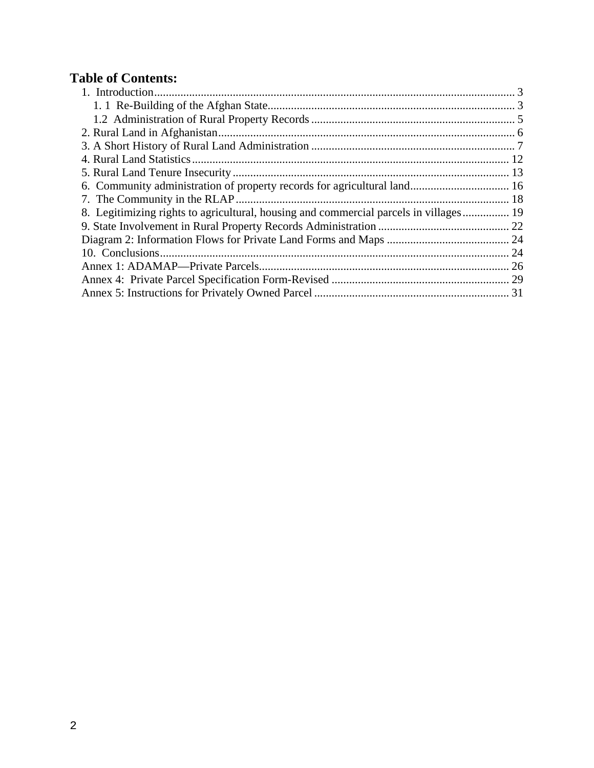**Table of Contents:**

1. Introduction ... 3
   1. 1 Re-Building of the Afghan State ... 3
   1.2 Administration of Rural Property Records ... 5
2. Rural Land in Afghanistan ... 6
3. A Short History of Rural Land Administration ... 7
4. Rural Land Statistics ... 12
5. Rural Land Tenure Insecurity ... 13
6. Community administration of property records for agricultural land ... 16
7. The Community in the RLAP ... 18
8. Legitimizing rights to agricultural, housing and commercial parcels in villages ... 19
9. State Involvement in Rural Property Records Administration ... 22

Diagram 2: Information Flows for Private Land Forms and Maps ... 24

10. Conclusions ... 24

Annex 1: ADAMAP—Private Parcels ... 26

Annex 4: Private Parcel Specification Form-Revised ... 29

Annex 5: Instructions for Privately Owned Parcel ... 31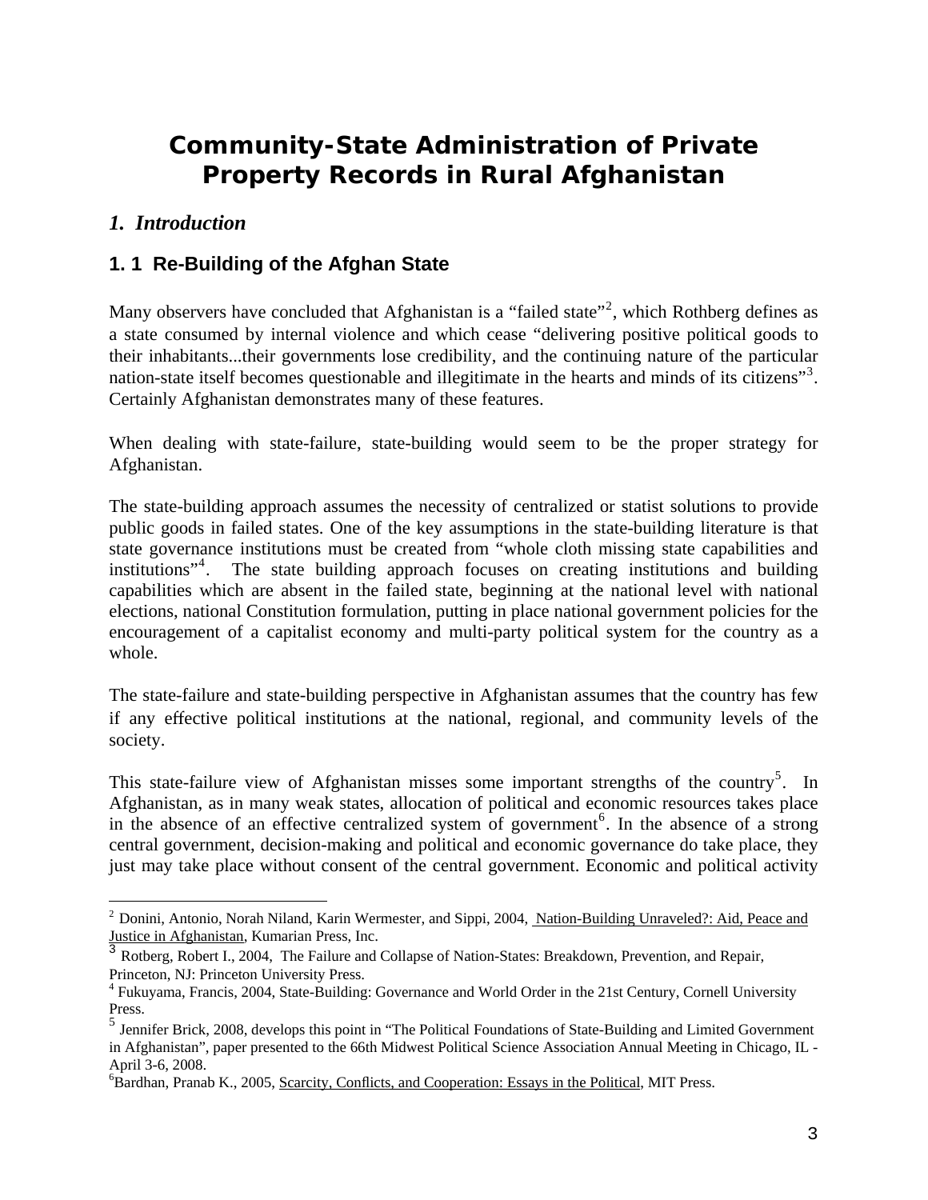# Community-State Administration of Private Property Records in Rural Afghanistan

## *1. Introduction*

### 1. 1 Re-Building of the Afghan State

Many observers have concluded that Afghanistan is a "failed state"[2], which Rothberg defines as a state consumed by internal violence and which cease "delivering positive political goods to their inhabitants...their governments lose credibility, and the continuing nature of the particular nation-state itself becomes questionable and illegitimate in the hearts and minds of its citizens"[3]. Certainly Afghanistan demonstrates many of these features.

When dealing with state-failure, state-building would seem to be the proper strategy for Afghanistan.

The state-building approach assumes the necessity of centralized or statist solutions to provide public goods in failed states. One of the key assumptions in the state-building literature is that state governance institutions must be created from "whole cloth missing state capabilities and institutions"[4]. The state building approach focuses on creating institutions and building capabilities which are absent in the failed state, beginning at the national level with national elections, national Constitution formulation, putting in place national government policies for the encouragement of a capitalist economy and multi-party political system for the country as a whole.

The state-failure and state-building perspective in Afghanistan assumes that the country has few if any effective political institutions at the national, regional, and community levels of the society.

This state-failure view of Afghanistan misses some important strengths of the country[5]. In Afghanistan, as in many weak states, allocation of political and economic resources takes place in the absence of an effective centralized system of government[6]. In the absence of a strong central government, decision-making and political and economic governance do take place, they just may take place without consent of the central government. Economic and political activity

---

[2] Donini, Antonio, Norah Niland, Karin Wermester, and Sippi, 2004, Nation-Building Unraveled?: Aid, Peace and Justice in Afghanistan, Kumarian Press, Inc.

[3] Rotberg, Robert I., 2004, The Failure and Collapse of Nation-States: Breakdown, Prevention, and Repair, Princeton, NJ: Princeton University Press.

[4] Fukuyama, Francis, 2004, State-Building: Governance and World Order in the 21st Century, Cornell University Press.

[5] Jennifer Brick, 2008, develops this point in "The Political Foundations of State-Building and Limited Government in Afghanistan", paper presented to the 66th Midwest Political Science Association Annual Meeting in Chicago, IL - April 3-6, 2008.

[6] Bardhan, Pranab K., 2005, Scarcity, Conflicts, and Cooperation: Essays in the Political, MIT Press.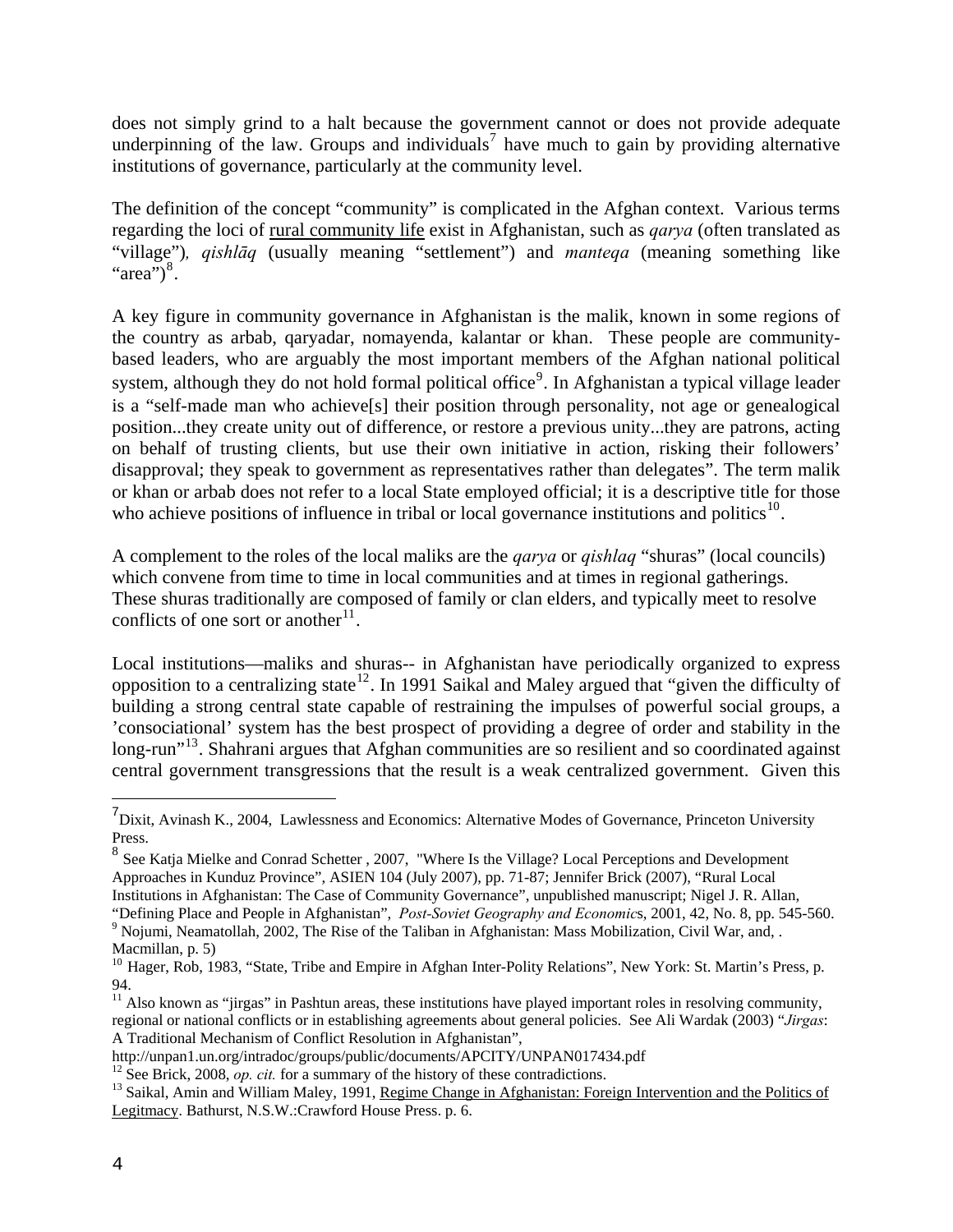does not simply grind to a halt because the government cannot or does not provide adequate underpinning of the law. Groups and individuals[7] have much to gain by providing alternative institutions of governance, particularly at the community level.

The definition of the concept "community" is complicated in the Afghan context. Various terms regarding the loci of <u>rural community life</u> exist in Afghanistan, such as *qarya* (often translated as "village"), *qishlāq* (usually meaning "settlement") and *manteqa* (meaning something like "area")[8].

A key figure in community governance in Afghanistan is the malik, known in some regions of the country as arbab, qaryadar, nomayenda, kalantar or khan. These people are community-based leaders, who are arguably the most important members of the Afghan national political system, although they do not hold formal political office[9]. In Afghanistan a typical village leader is a "self-made man who achieve[s] their position through personality, not age or genealogical position...they create unity out of difference, or restore a previous unity...they are patrons, acting on behalf of trusting clients, but use their own initiative in action, risking their followers' disapproval; they speak to government as representatives rather than delegates". The term malik or khan or arbab does not refer to a local State employed official; it is a descriptive title for those who achieve positions of influence in tribal or local governance institutions and politics[10].

A complement to the roles of the local maliks are the *qarya* or *qishlaq* "shuras" (local councils) which convene from time to time in local communities and at times in regional gatherings. These shuras traditionally are composed of family or clan elders, and typically meet to resolve conflicts of one sort or another[11].

Local institutions—maliks and shuras-- in Afghanistan have periodically organized to express opposition to a centralizing state[12]. In 1991 Saikal and Maley argued that "given the difficulty of building a strong central state capable of restraining the impulses of powerful social groups, a 'consociational' system has the best prospect of providing a degree of order and stability in the long-run"[13]. Shahrani argues that Afghan communities are so resilient and so coordinated against central government transgressions that the result is a weak centralized government. Given this

---

[7] Dixit, Avinash K., 2004, Lawlessness and Economics: Alternative Modes of Governance, Princeton University Press.

[8] See Katja Mielke and Conrad Schetter , 2007, "Where Is the Village? Local Perceptions and Development Approaches in Kunduz Province", ASIEN 104 (July 2007), pp. 71-87; Jennifer Brick (2007), "Rural Local Institutions in Afghanistan: The Case of Community Governance", unpublished manuscript; Nigel J. R. Allan, "Defining Place and People in Afghanistan", *Post-Soviet Geography and Economics*, 2001, 42, No. 8, pp. 545-560.

[9] Nojumi, Neamatollah, 2002, The Rise of the Taliban in Afghanistan: Mass Mobilization, Civil War, and, . Macmillan, p. 5)

[10] Hager, Rob, 1983, "State, Tribe and Empire in Afghan Inter-Polity Relations", New York: St. Martin's Press, p. 94.

[11] Also known as "jirgas" in Pashtun areas, these institutions have played important roles in resolving community, regional or national conflicts or in establishing agreements about general policies. See Ali Wardak (2003) "*Jirgas*: A Traditional Mechanism of Conflict Resolution in Afghanistan", http://unpan1.un.org/intradoc/groups/public/documents/APCITY/UNPAN017434.pdf

[12] See Brick, 2008, *op. cit.* for a summary of the history of these contradictions.

[13] Saikal, Amin and William Maley, 1991, <u>Regime Change in Afghanistan: Foreign Intervention and the Politics of Legitmacy</u>. Bathurst, N.S.W.:Crawford House Press. p. 6.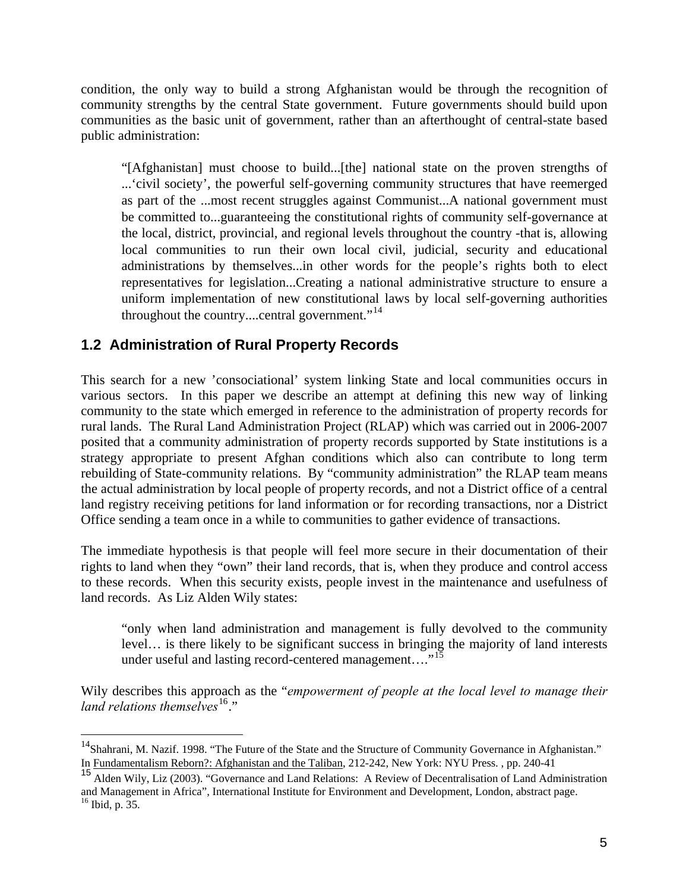condition, the only way to build a strong Afghanistan would be through the recognition of community strengths by the central State government. Future governments should build upon communities as the basic unit of government, rather than an afterthought of central-state based public administration:

> "[Afghanistan] must choose to build...[the] national state on the proven strengths of ...'civil society', the powerful self-governing community structures that have reemerged as part of the ...most recent struggles against Communist...A national government must be committed to...guaranteeing the constitutional rights of community self-governance at the local, district, provincial, and regional levels throughout the country -that is, allowing local communities to run their own local civil, judicial, security and educational administrations by themselves...in other words for the people's rights both to elect representatives for legislation...Creating a national administrative structure to ensure a uniform implementation of new constitutional laws by local self-governing authorities throughout the country....central government."[14]

## 1.2 Administration of Rural Property Records

This search for a new 'consociational' system linking State and local communities occurs in various sectors. In this paper we describe an attempt at defining this new way of linking community to the state which emerged in reference to the administration of property records for rural lands. The Rural Land Administration Project (RLAP) which was carried out in 2006-2007 posited that a community administration of property records supported by State institutions is a strategy appropriate to present Afghan conditions which also can contribute to long term rebuilding of State-community relations. By "community administration" the RLAP team means the actual administration by local people of property records, and not a District office of a central land registry receiving petitions for land information or for recording transactions, nor a District Office sending a team once in a while to communities to gather evidence of transactions.

The immediate hypothesis is that people will feel more secure in their documentation of their rights to land when they "own" their land records, that is, when they produce and control access to these records. When this security exists, people invest in the maintenance and usefulness of land records. As Liz Alden Wily states:

> "only when land administration and management is fully devolved to the community level… is there likely to be significant success in bringing the majority of land interests under useful and lasting record-centered management…."[15]

Wily describes this approach as the "*empowerment of people at the local level to manage their land relations themselves*[16]."

---

[14] Shahrani, M. Nazif. 1998. "The Future of the State and the Structure of Community Governance in Afghanistan." In Fundamentalism Reborn?: Afghanistan and the Taliban, 212-242, New York: NYU Press. , pp. 240-41

[15] Alden Wily, Liz (2003). "Governance and Land Relations: A Review of Decentralisation of Land Administration and Management in Africa", International Institute for Environment and Development, London, abstract page.

[16] Ibid, p. 35.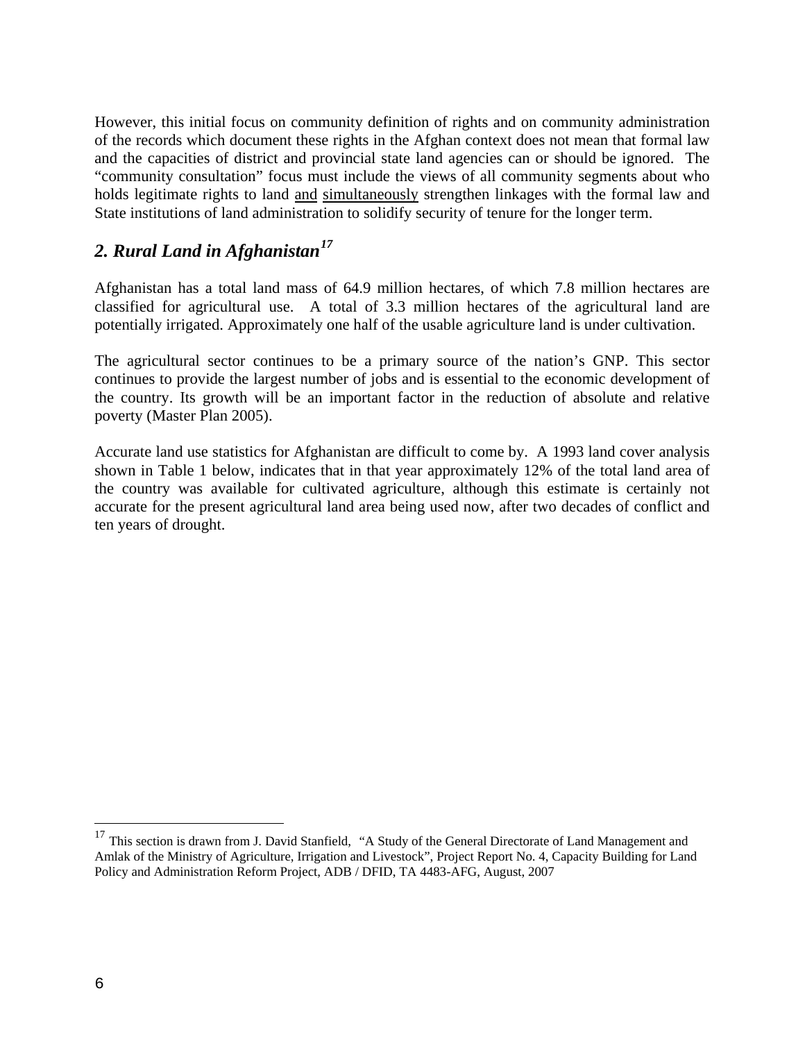However, this initial focus on community definition of rights and on community administration of the records which document these rights in the Afghan context does not mean that formal law and the capacities of district and provincial state land agencies can or should be ignored. The "community consultation" focus must include the views of all community segments about who holds legitimate rights to land and simultaneously strengthen linkages with the formal law and State institutions of land administration to solidify security of tenure for the longer term.

## *2. Rural Land in Afghanistan*[17]

Afghanistan has a total land mass of 64.9 million hectares, of which 7.8 million hectares are classified for agricultural use. A total of 3.3 million hectares of the agricultural land are potentially irrigated. Approximately one half of the usable agriculture land is under cultivation.

The agricultural sector continues to be a primary source of the nation's GNP. This sector continues to provide the largest number of jobs and is essential to the economic development of the country. Its growth will be an important factor in the reduction of absolute and relative poverty (Master Plan 2005).

Accurate land use statistics for Afghanistan are difficult to come by. A 1993 land cover analysis shown in Table 1 below, indicates that in that year approximately 12% of the total land area of the country was available for cultivated agriculture, although this estimate is certainly not accurate for the present agricultural land area being used now, after two decades of conflict and ten years of drought.

---

[17] This section is drawn from J. David Stanfield, "A Study of the General Directorate of Land Management and Amlak of the Ministry of Agriculture, Irrigation and Livestock", Project Report No. 4, Capacity Building for Land Policy and Administration Reform Project, ADB / DFID, TA 4483-AFG, August, 2007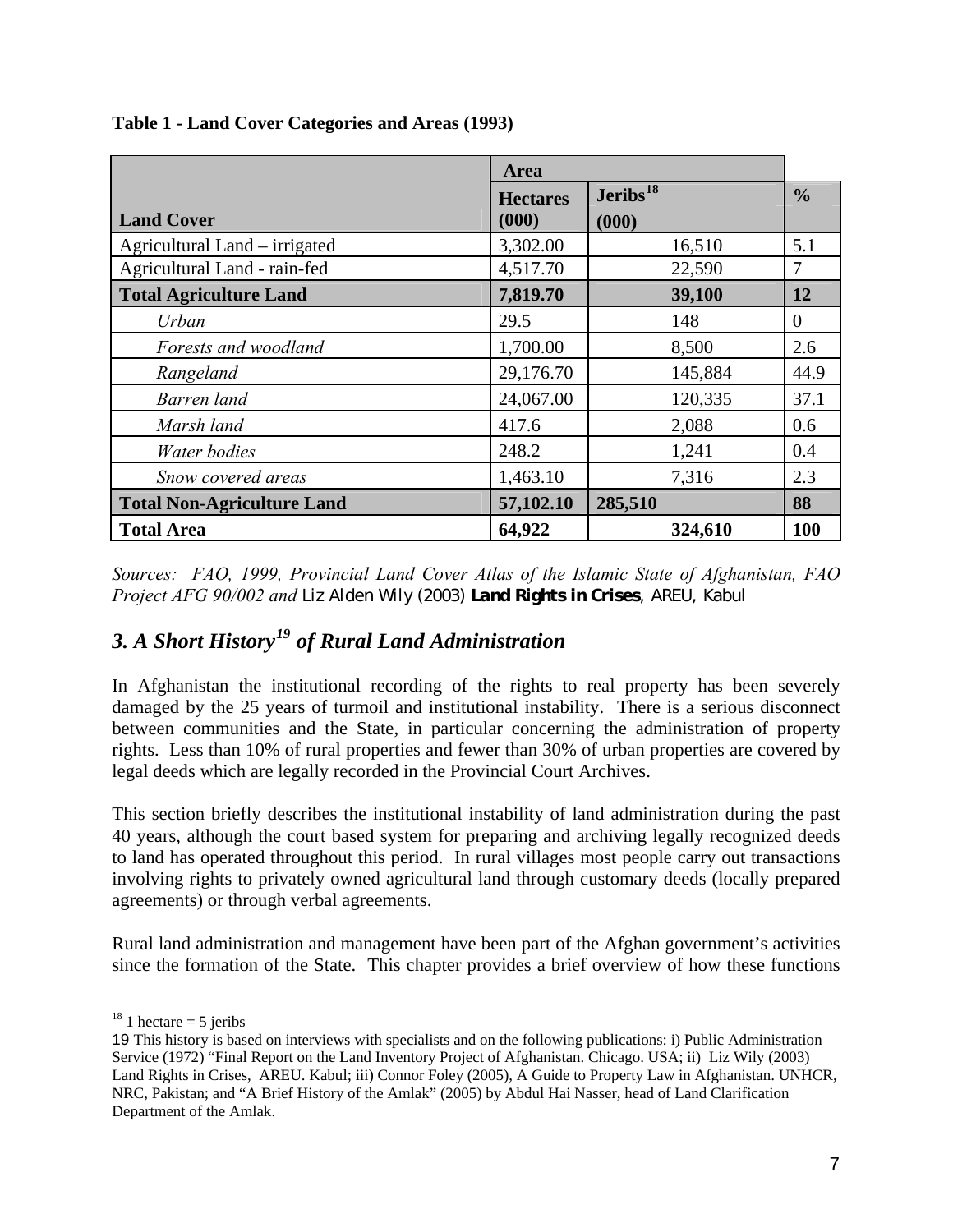**Table 1 - Land Cover Categories and Areas (1993)**

| Land Cover | Area | | % |
|---|---|---|---|
| | Hectares (000) | Jeribs[18] (000) | |
| Agricultural Land – irrigated | 3,302.00 | 16,510 | 5.1 |
| Agricultural Land - rain-fed | 4,517.70 | 22,590 | 7 |
| **Total Agriculture Land** | **7,819.70** | **39,100** | **12** |
| *Urban* | 29.5 | 148 | 0 |
| *Forests and woodland* | 1,700.00 | 8,500 | 2.6 |
| *Rangeland* | 29,176.70 | 145,884 | 44.9 |
| *Barren land* | 24,067.00 | 120,335 | 37.1 |
| *Marsh land* | 417.6 | 2,088 | 0.6 |
| *Water bodies* | 248.2 | 1,241 | 0.4 |
| *Snow covered areas* | 1,463.10 | 7,316 | 2.3 |
| **Total Non-Agriculture Land** | **57,102.10** | **285,510** | **88** |
| **Total Area** | **64,922** | **324,610** | **100** |

*Sources: FAO, 1999, Provincial Land Cover Atlas of the Islamic State of Afghanistan, FAO Project AFG 90/002 and* Liz Alden Wily (2003) ***Land Rights in Crises***, AREU, Kabul

## *3. A Short History[19] of Rural Land Administration*

In Afghanistan the institutional recording of the rights to real property has been severely damaged by the 25 years of turmoil and institutional instability. There is a serious disconnect between communities and the State, in particular concerning the administration of property rights. Less than 10% of rural properties and fewer than 30% of urban properties are covered by legal deeds which are legally recorded in the Provincial Court Archives.

This section briefly describes the institutional instability of land administration during the past 40 years, although the court based system for preparing and archiving legally recognized deeds to land has operated throughout this period. In rural villages most people carry out transactions involving rights to privately owned agricultural land through customary deeds (locally prepared agreements) or through verbal agreements.

Rural land administration and management have been part of the Afghan government's activities since the formation of the State. This chapter provides a brief overview of how these functions

---

[18] 1 hectare = 5 jeribs

[19] This history is based on interviews with specialists and on the following publications: i) Public Administration Service (1972) "Final Report on the Land Inventory Project of Afghanistan. Chicago. USA; ii) Liz Wily (2003) Land Rights in Crises, AREU. Kabul; iii) Connor Foley (2005), A Guide to Property Law in Afghanistan. UNHCR, NRC, Pakistan; and "A Brief History of the Amlak" (2005) by Abdul Hai Nasser, head of Land Clarification Department of the Amlak.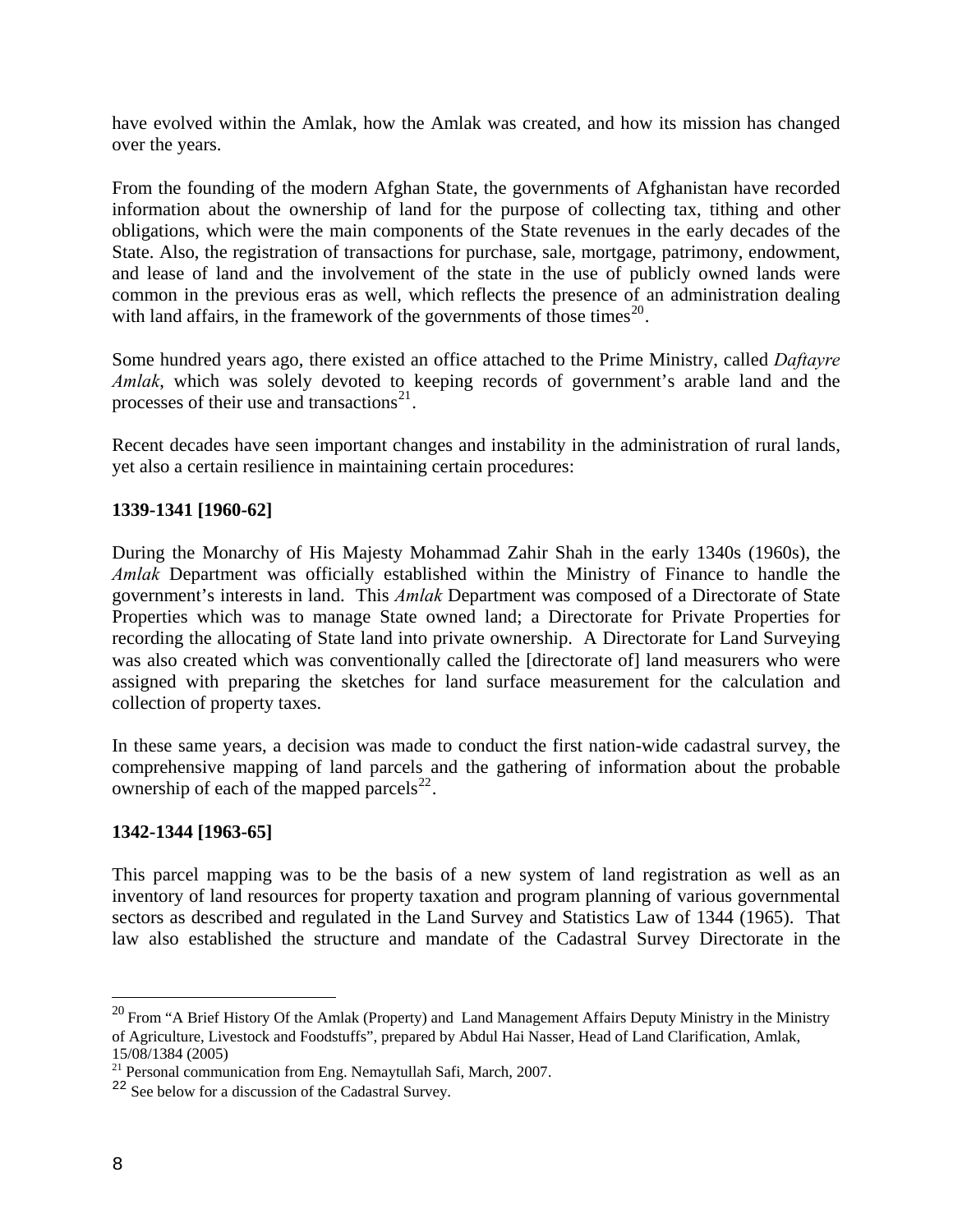have evolved within the Amlak, how the Amlak was created, and how its mission has changed over the years.

From the founding of the modern Afghan State, the governments of Afghanistan have recorded information about the ownership of land for the purpose of collecting tax, tithing and other obligations, which were the main components of the State revenues in the early decades of the State. Also, the registration of transactions for purchase, sale, mortgage, patrimony, endowment, and lease of land and the involvement of the state in the use of publicly owned lands were common in the previous eras as well, which reflects the presence of an administration dealing with land affairs, in the framework of the governments of those times[20].

Some hundred years ago, there existed an office attached to the Prime Ministry, called *Daftayre Amlak*, which was solely devoted to keeping records of government's arable land and the processes of their use and transactions[21].

Recent decades have seen important changes and instability in the administration of rural lands, yet also a certain resilience in maintaining certain procedures:

**1339-1341 [1960-62]**

During the Monarchy of His Majesty Mohammad Zahir Shah in the early 1340s (1960s), the *Amlak* Department was officially established within the Ministry of Finance to handle the government's interests in land. This *Amlak* Department was composed of a Directorate of State Properties which was to manage State owned land; a Directorate for Private Properties for recording the allocating of State land into private ownership. A Directorate for Land Surveying was also created which was conventionally called the [directorate of] land measurers who were assigned with preparing the sketches for land surface measurement for the calculation and collection of property taxes.

In these same years, a decision was made to conduct the first nation-wide cadastral survey, the comprehensive mapping of land parcels and the gathering of information about the probable ownership of each of the mapped parcels[22].

**1342-1344 [1963-65]**

This parcel mapping was to be the basis of a new system of land registration as well as an inventory of land resources for property taxation and program planning of various governmental sectors as described and regulated in the Land Survey and Statistics Law of 1344 (1965). That law also established the structure and mandate of the Cadastral Survey Directorate in the

---

[20] From "A Brief History Of the Amlak (Property) and Land Management Affairs Deputy Ministry in the Ministry of Agriculture, Livestock and Foodstuffs", prepared by Abdul Hai Nasser, Head of Land Clarification, Amlak, 15/08/1384 (2005)

[21] Personal communication from Eng. Nemaytullah Safi, March, 2007.

[22] See below for a discussion of the Cadastral Survey.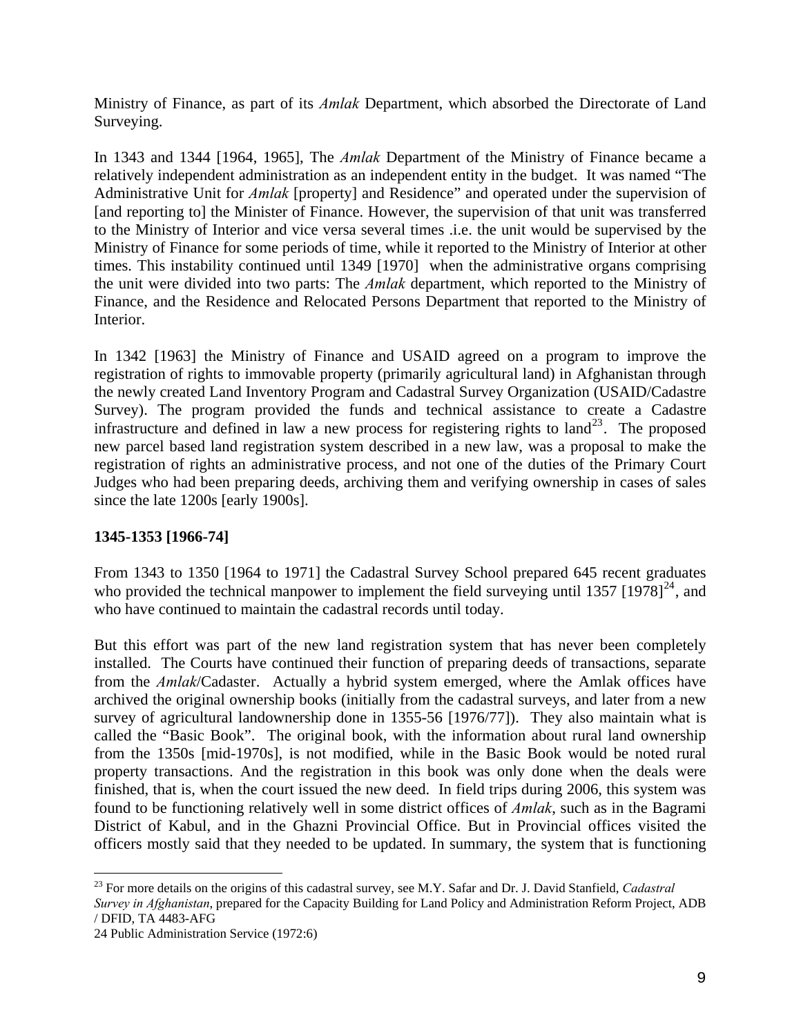Ministry of Finance, as part of its *Amlak* Department, which absorbed the Directorate of Land Surveying.

In 1343 and 1344 [1964, 1965], The *Amlak* Department of the Ministry of Finance became a relatively independent administration as an independent entity in the budget. It was named "The Administrative Unit for *Amlak* [property] and Residence" and operated under the supervision of [and reporting to] the Minister of Finance. However, the supervision of that unit was transferred to the Ministry of Interior and vice versa several times .i.e. the unit would be supervised by the Ministry of Finance for some periods of time, while it reported to the Ministry of Interior at other times. This instability continued until 1349 [1970] when the administrative organs comprising the unit were divided into two parts: The *Amlak* department, which reported to the Ministry of Finance, and the Residence and Relocated Persons Department that reported to the Ministry of Interior.

In 1342 [1963] the Ministry of Finance and USAID agreed on a program to improve the registration of rights to immovable property (primarily agricultural land) in Afghanistan through the newly created Land Inventory Program and Cadastral Survey Organization (USAID/Cadastre Survey). The program provided the funds and technical assistance to create a Cadastre infrastructure and defined in law a new process for registering rights to land[23]. The proposed new parcel based land registration system described in a new law, was a proposal to make the registration of rights an administrative process, and not one of the duties of the Primary Court Judges who had been preparing deeds, archiving them and verifying ownership in cases of sales since the late 1200s [early 1900s].

**1345-1353 [1966-74]**

From 1343 to 1350 [1964 to 1971] the Cadastral Survey School prepared 645 recent graduates who provided the technical manpower to implement the field surveying until 1357 [1978][24], and who have continued to maintain the cadastral records until today.

But this effort was part of the new land registration system that has never been completely installed. The Courts have continued their function of preparing deeds of transactions, separate from the *Amlak*/Cadaster. Actually a hybrid system emerged, where the Amlak offices have archived the original ownership books (initially from the cadastral surveys, and later from a new survey of agricultural landownership done in 1355-56 [1976/77]). They also maintain what is called the "Basic Book". The original book, with the information about rural land ownership from the 1350s [mid-1970s], is not modified, while in the Basic Book would be noted rural property transactions. And the registration in this book was only done when the deals were finished, that is, when the court issued the new deed. In field trips during 2006, this system was found to be functioning relatively well in some district offices of *Amlak*, such as in the Bagrami District of Kabul, and in the Ghazni Provincial Office. But in Provincial offices visited the officers mostly said that they needed to be updated. In summary, the system that is functioning

---

[23] For more details on the origins of this cadastral survey, see M.Y. Safar and Dr. J. David Stanfield, *Cadastral Survey in Afghanistan*, prepared for the Capacity Building for Land Policy and Administration Reform Project, ADB / DFID, TA 4483-AFG

24 Public Administration Service (1972:6)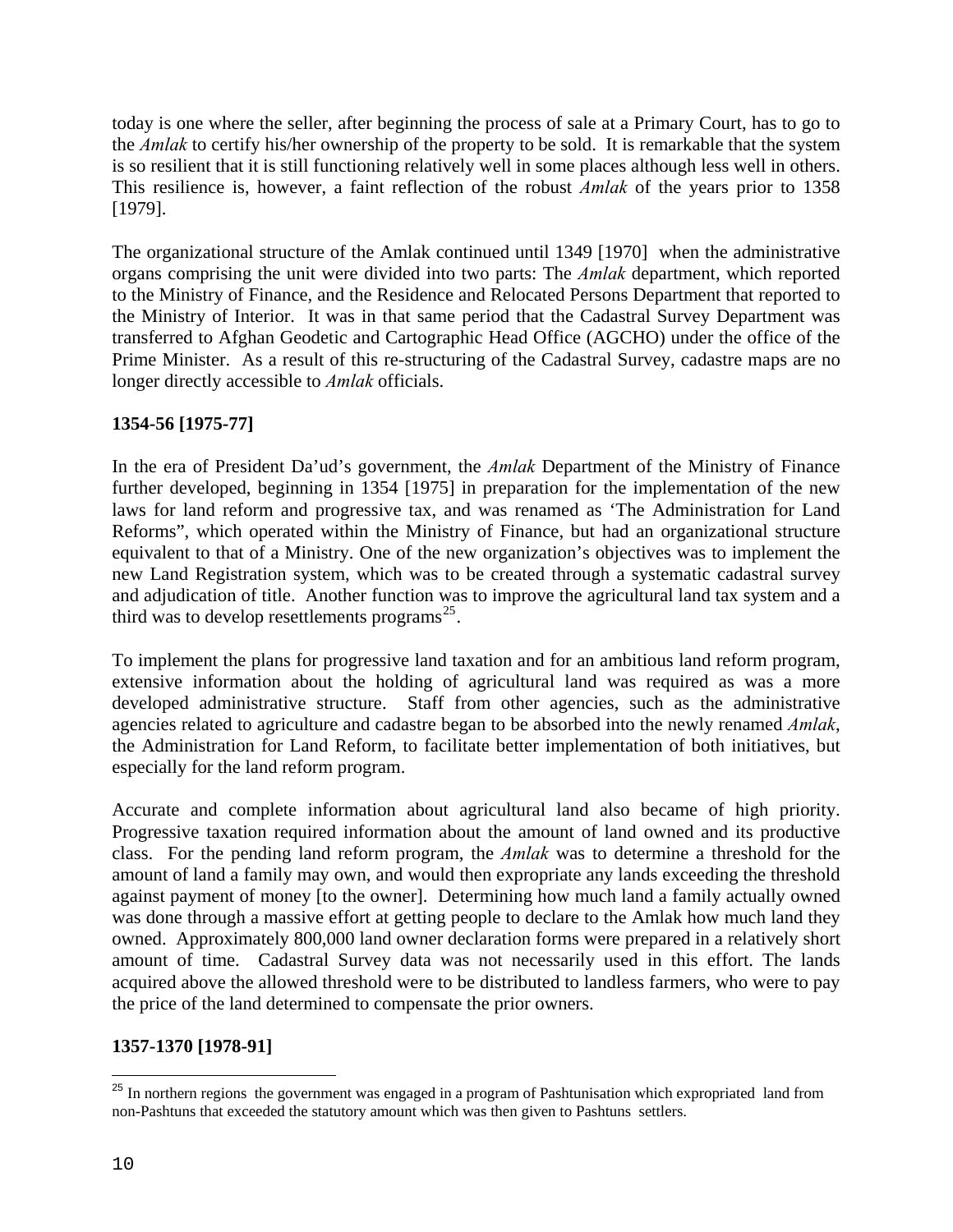today is one where the seller, after beginning the process of sale at a Primary Court, has to go to the *Amlak* to certify his/her ownership of the property to be sold. It is remarkable that the system is so resilient that it is still functioning relatively well in some places although less well in others. This resilience is, however, a faint reflection of the robust *Amlak* of the years prior to 1358 [1979].

The organizational structure of the Amlak continued until 1349 [1970] when the administrative organs comprising the unit were divided into two parts: The *Amlak* department, which reported to the Ministry of Finance, and the Residence and Relocated Persons Department that reported to the Ministry of Interior. It was in that same period that the Cadastral Survey Department was transferred to Afghan Geodetic and Cartographic Head Office (AGCHO) under the office of the Prime Minister. As a result of this re-structuring of the Cadastral Survey, cadastre maps are no longer directly accessible to *Amlak* officials.

**1354-56 [1975-77]**

In the era of President Da'ud's government, the *Amlak* Department of the Ministry of Finance further developed, beginning in 1354 [1975] in preparation for the implementation of the new laws for land reform and progressive tax, and was renamed as 'The Administration for Land Reforms", which operated within the Ministry of Finance, but had an organizational structure equivalent to that of a Ministry. One of the new organization's objectives was to implement the new Land Registration system, which was to be created through a systematic cadastral survey and adjudication of title. Another function was to improve the agricultural land tax system and a third was to develop resettlements programs[25].

To implement the plans for progressive land taxation and for an ambitious land reform program, extensive information about the holding of agricultural land was required as was a more developed administrative structure. Staff from other agencies, such as the administrative agencies related to agriculture and cadastre began to be absorbed into the newly renamed *Amlak*, the Administration for Land Reform, to facilitate better implementation of both initiatives, but especially for the land reform program.

Accurate and complete information about agricultural land also became of high priority. Progressive taxation required information about the amount of land owned and its productive class. For the pending land reform program, the *Amlak* was to determine a threshold for the amount of land a family may own, and would then expropriate any lands exceeding the threshold against payment of money [to the owner]. Determining how much land a family actually owned was done through a massive effort at getting people to declare to the Amlak how much land they owned. Approximately 800,000 land owner declaration forms were prepared in a relatively short amount of time. Cadastral Survey data was not necessarily used in this effort. The lands acquired above the allowed threshold were to be distributed to landless farmers, who were to pay the price of the land determined to compensate the prior owners.

**1357-1370 [1978-91]**

[25] In northern regions the government was engaged in a program of Pashtunisation which expropriated land from non-Pashtuns that exceeded the statutory amount which was then given to Pashtuns settlers.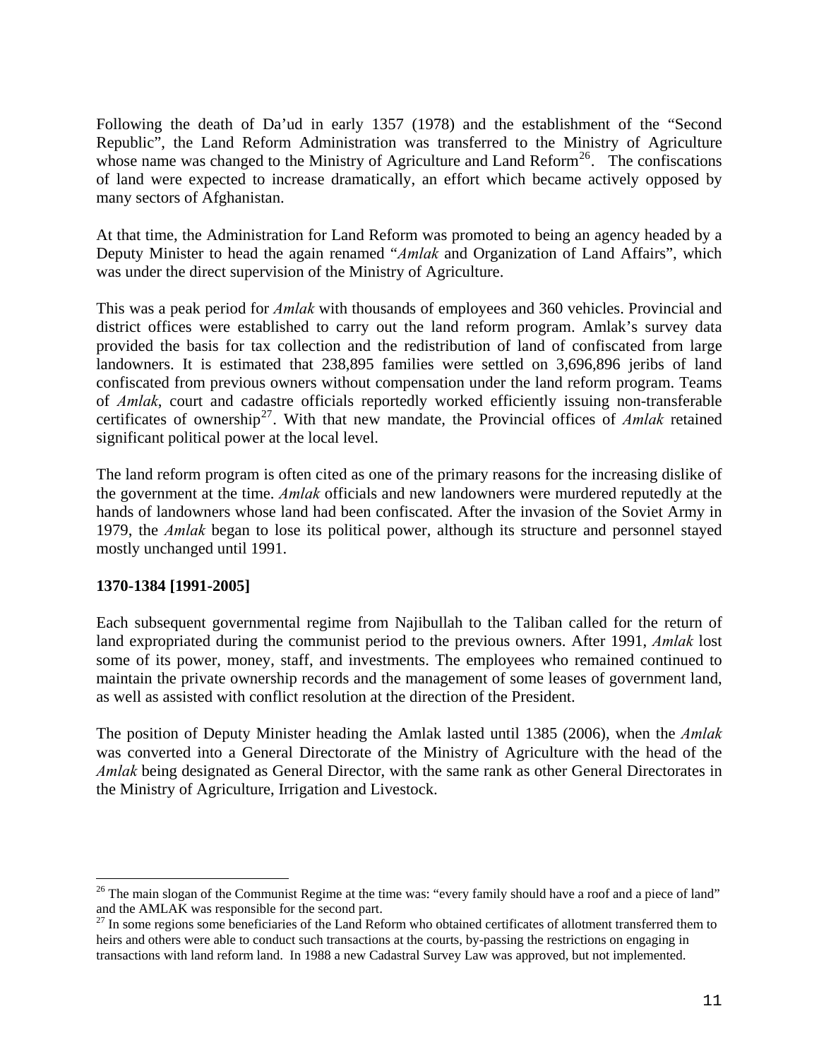Following the death of Da'ud in early 1357 (1978) and the establishment of the "Second Republic", the Land Reform Administration was transferred to the Ministry of Agriculture whose name was changed to the Ministry of Agriculture and Land Reform[26]. The confiscations of land were expected to increase dramatically, an effort which became actively opposed by many sectors of Afghanistan.

At that time, the Administration for Land Reform was promoted to being an agency headed by a Deputy Minister to head the again renamed "*Amlak* and Organization of Land Affairs", which was under the direct supervision of the Ministry of Agriculture.

This was a peak period for *Amlak* with thousands of employees and 360 vehicles. Provincial and district offices were established to carry out the land reform program. Amlak's survey data provided the basis for tax collection and the redistribution of land of confiscated from large landowners. It is estimated that 238,895 families were settled on 3,696,896 jeribs of land confiscated from previous owners without compensation under the land reform program. Teams of *Amlak*, court and cadastre officials reportedly worked efficiently issuing non-transferable certificates of ownership[27]. With that new mandate, the Provincial offices of *Amlak* retained significant political power at the local level.

The land reform program is often cited as one of the primary reasons for the increasing dislike of the government at the time. *Amlak* officials and new landowners were murdered reputedly at the hands of landowners whose land had been confiscated. After the invasion of the Soviet Army in 1979, the *Amlak* began to lose its political power, although its structure and personnel stayed mostly unchanged until 1991.

**1370-1384 [1991-2005]**

Each subsequent governmental regime from Najibullah to the Taliban called for the return of land expropriated during the communist period to the previous owners. After 1991, *Amlak* lost some of its power, money, staff, and investments. The employees who remained continued to maintain the private ownership records and the management of some leases of government land, as well as assisted with conflict resolution at the direction of the President.

The position of Deputy Minister heading the Amlak lasted until 1385 (2006), when the *Amlak* was converted into a General Directorate of the Ministry of Agriculture with the head of the *Amlak* being designated as General Director, with the same rank as other General Directorates in the Ministry of Agriculture, Irrigation and Livestock.

---

[26] The main slogan of the Communist Regime at the time was: "every family should have a roof and a piece of land" and the AMLAK was responsible for the second part.

[27] In some regions some beneficiaries of the Land Reform who obtained certificates of allotment transferred them to heirs and others were able to conduct such transactions at the courts, by-passing the restrictions on engaging in transactions with land reform land. In 1988 a new Cadastral Survey Law was approved, but not implemented.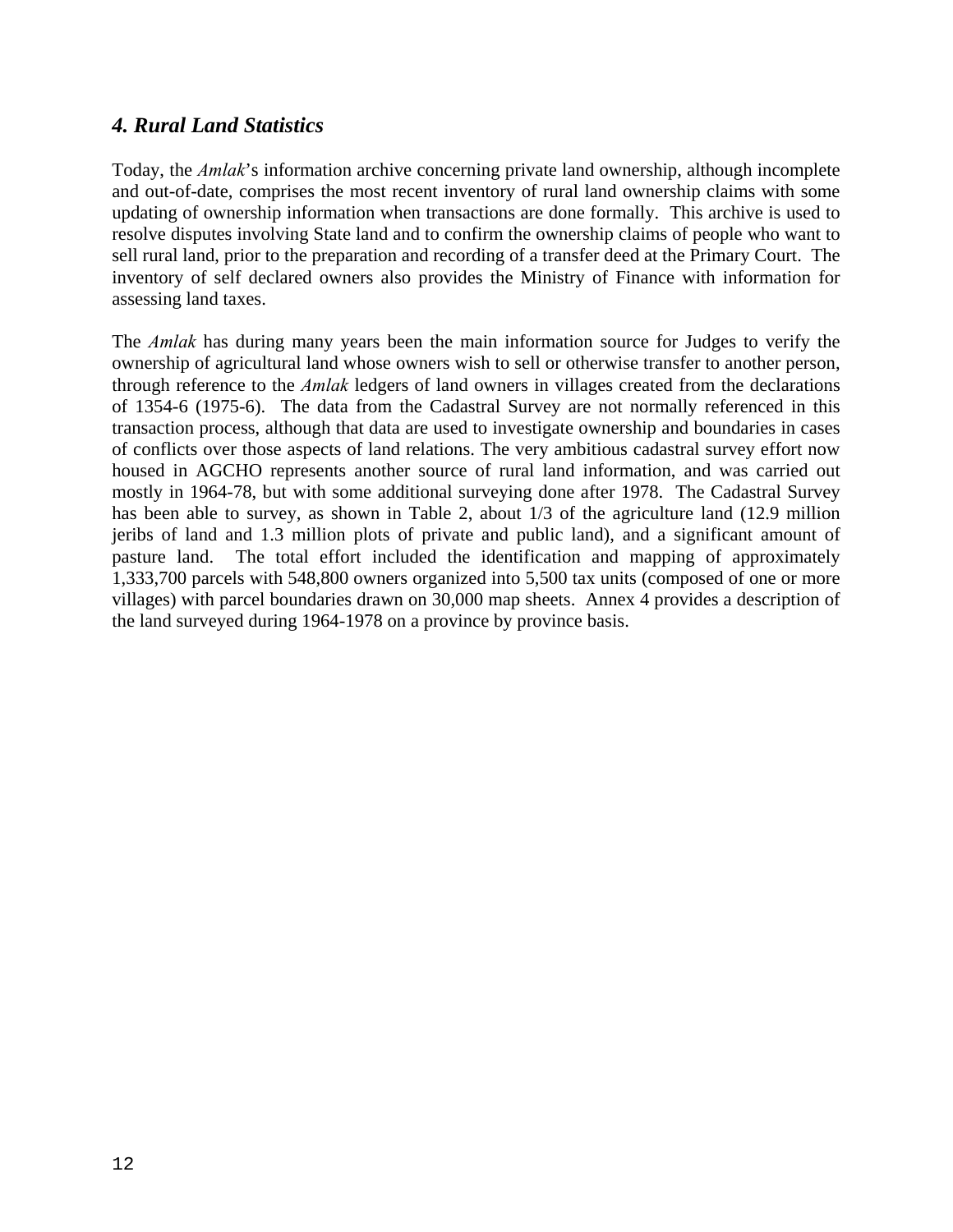## *4. Rural Land Statistics*

Today, the *Amlak*'s information archive concerning private land ownership, although incomplete and out-of-date, comprises the most recent inventory of rural land ownership claims with some updating of ownership information when transactions are done formally. This archive is used to resolve disputes involving State land and to confirm the ownership claims of people who want to sell rural land, prior to the preparation and recording of a transfer deed at the Primary Court. The inventory of self declared owners also provides the Ministry of Finance with information for assessing land taxes.

The *Amlak* has during many years been the main information source for Judges to verify the ownership of agricultural land whose owners wish to sell or otherwise transfer to another person, through reference to the *Amlak* ledgers of land owners in villages created from the declarations of 1354-6 (1975-6). The data from the Cadastral Survey are not normally referenced in this transaction process, although that data are used to investigate ownership and boundaries in cases of conflicts over those aspects of land relations. The very ambitious cadastral survey effort now housed in AGCHO represents another source of rural land information, and was carried out mostly in 1964-78, but with some additional surveying done after 1978. The Cadastral Survey has been able to survey, as shown in Table 2, about 1/3 of the agriculture land (12.9 million jeribs of land and 1.3 million plots of private and public land), and a significant amount of pasture land. The total effort included the identification and mapping of approximately 1,333,700 parcels with 548,800 owners organized into 5,500 tax units (composed of one or more villages) with parcel boundaries drawn on 30,000 map sheets. Annex 4 provides a description of the land surveyed during 1964-1978 on a province by province basis.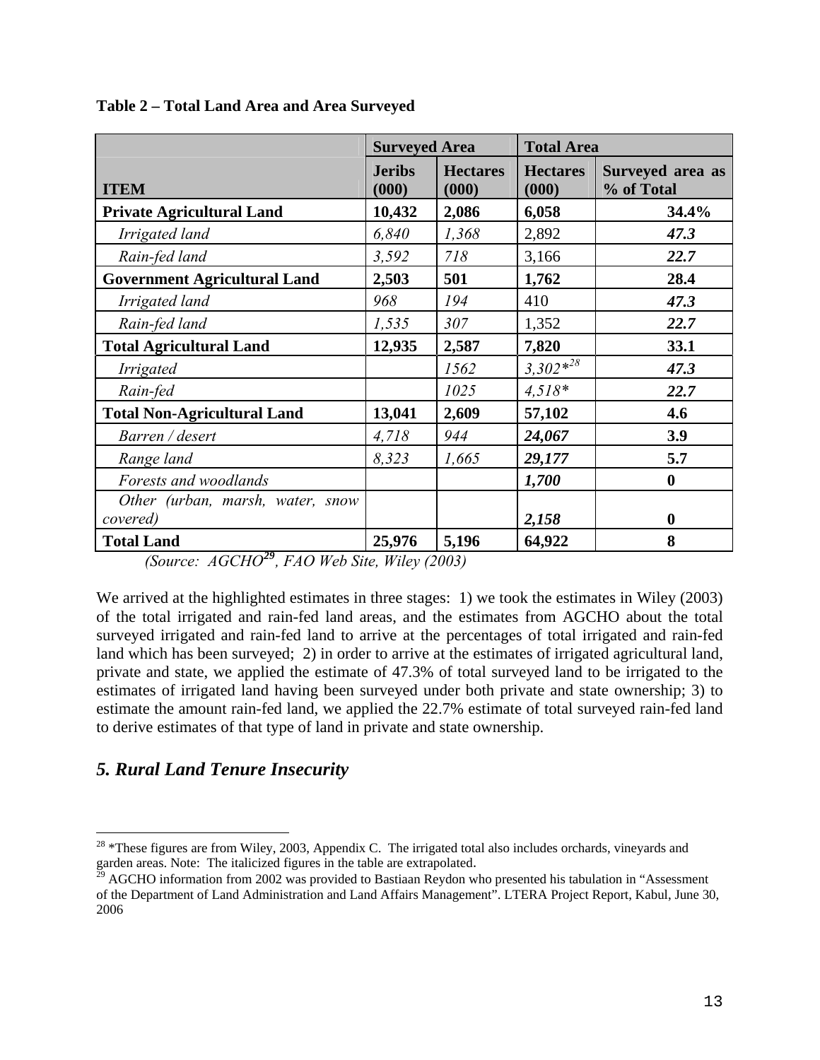**Table 2 – Total Land Area and Area Surveyed**

| | Surveyed Area | | Total Area | |
|---|---|---|---|---|
| **ITEM** | **Jeribs (000)** | **Hectares (000)** | **Hectares (000)** | **Surveyed area as % of Total** |
| **Private Agricultural Land** | **10,432** | **2,086** | **6,058** | **34.4%** |
| *Irrigated land* | *6,840* | *1,368* | 2,892 | ***47.3*** |
| *Rain-fed land* | *3,592* | *718* | 3,166 | ***22.7*** |
| **Government Agricultural Land** | **2,503** | **501** | **1,762** | **28.4** |
| *Irrigated land* | *968* | *194* | 410 | ***47.3*** |
| *Rain-fed land* | *1,535* | *307* | 1,352 | ***22.7*** |
| **Total Agricultural Land** | **12,935** | **2,587** | **7,820** | **33.1** |
| *Irrigated* | | *1562* | *3,302*[28]* | ***47.3*** |
| *Rain-fed* | | *1025* | *4,518** | ***22.7*** |
| **Total Non-Agricultural Land** | **13,041** | **2,609** | **57,102** | **4.6** |
| *Barren / desert* | *4,718* | *944* | ***24,067*** | **3.9** |
| *Range land* | *8,323* | *1,665* | ***29,177*** | **5.7** |
| *Forests and woodlands* | | | ***1,700*** | **0** |
| *Other (urban, marsh, water, snow covered)* | | | ***2,158*** | **0** |
| **Total Land** | **25,976** | **5,196** | **64,922** | **8** |

*(Source: AGCHO[29], FAO Web Site, Wiley (2003)*

We arrived at the highlighted estimates in three stages: 1) we took the estimates in Wiley (2003) of the total irrigated and rain-fed land areas, and the estimates from AGCHO about the total surveyed irrigated and rain-fed land to arrive at the percentages of total irrigated and rain-fed land which has been surveyed; 2) in order to arrive at the estimates of irrigated agricultural land, private and state, we applied the estimate of 47.3% of total surveyed land to be irrigated to the estimates of irrigated land having been surveyed under both private and state ownership; 3) to estimate the amount rain-fed land, we applied the 22.7% estimate of total surveyed rain-fed land to derive estimates of that type of land in private and state ownership.

## *5. Rural Land Tenure Insecurity*

---

[28] *These figures are from Wiley, 2003, Appendix C. The irrigated total also includes orchards, vineyards and garden areas. Note: The italicized figures in the table are extrapolated.

[29] AGCHO information from 2002 was provided to Bastiaan Reydon who presented his tabulation in "Assessment of the Department of Land Administration and Land Affairs Management". LTERA Project Report, Kabul, June 30, 2006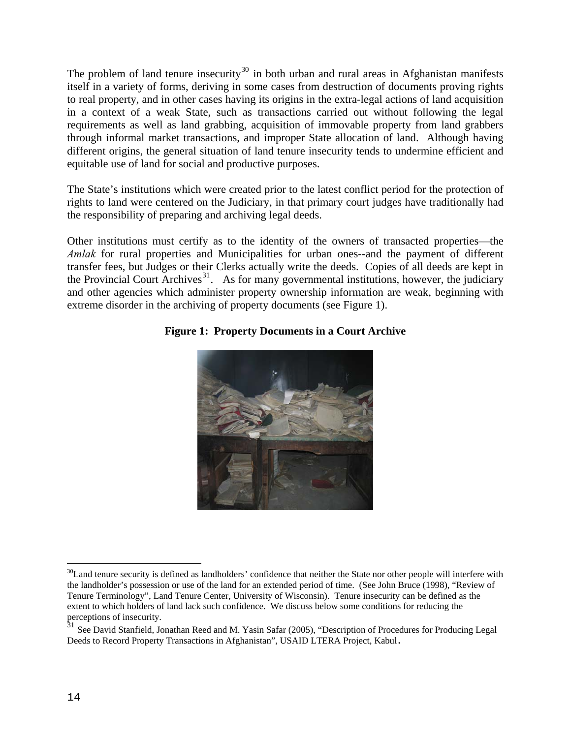The problem of land tenure insecurity[30] in both urban and rural areas in Afghanistan manifests itself in a variety of forms, deriving in some cases from destruction of documents proving rights to real property, and in other cases having its origins in the extra-legal actions of land acquisition in a context of a weak State, such as transactions carried out without following the legal requirements as well as land grabbing, acquisition of immovable property from land grabbers through informal market transactions, and improper State allocation of land. Although having different origins, the general situation of land tenure insecurity tends to undermine efficient and equitable use of land for social and productive purposes.

The State's institutions which were created prior to the latest conflict period for the protection of rights to land were centered on the Judiciary, in that primary court judges have traditionally had the responsibility of preparing and archiving legal deeds.

Other institutions must certify as to the identity of the owners of transacted properties—the *Amlak* for rural properties and Municipalities for urban ones--and the payment of different transfer fees, but Judges or their Clerks actually write the deeds. Copies of all deeds are kept in the Provincial Court Archives[31]. As for many governmental institutions, however, the judiciary and other agencies which administer property ownership information are weak, beginning with extreme disorder in the archiving of property documents (see Figure 1).

**Figure 1: Property Documents in a Court Archive**

---

[30] Land tenure security is defined as landholders' confidence that neither the State nor other people will interfere with the landholder's possession or use of the land for an extended period of time. (See John Bruce (1998), "Review of Tenure Terminology", Land Tenure Center, University of Wisconsin). Tenure insecurity can be defined as the extent to which holders of land lack such confidence. We discuss below some conditions for reducing the perceptions of insecurity.

[31] See David Stanfield, Jonathan Reed and M. Yasin Safar (2005), "Description of Procedures for Producing Legal Deeds to Record Property Transactions in Afghanistan", USAID LTERA Project, Kabul.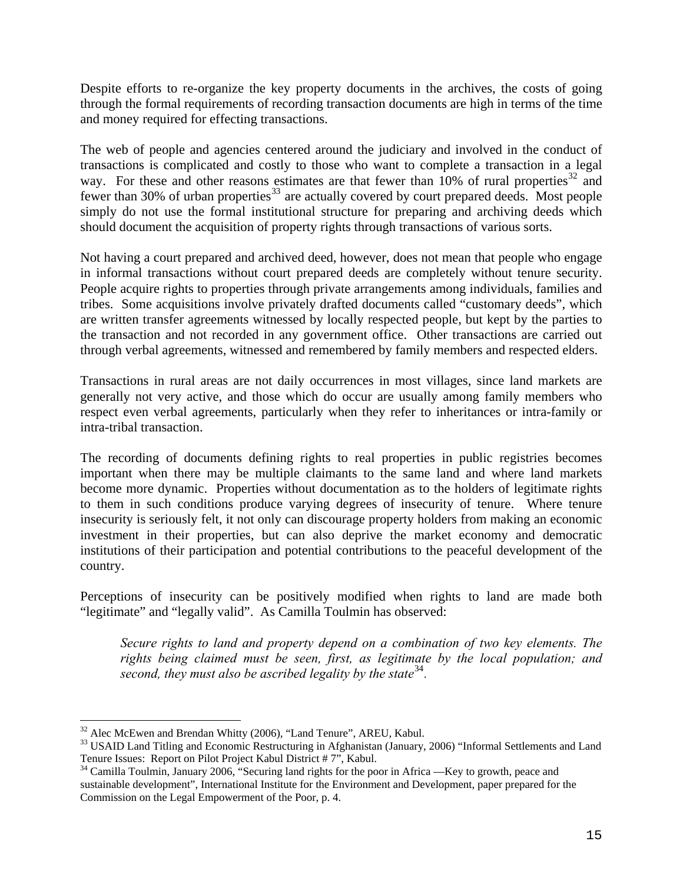Despite efforts to re-organize the key property documents in the archives, the costs of going through the formal requirements of recording transaction documents are high in terms of the time and money required for effecting transactions.

The web of people and agencies centered around the judiciary and involved in the conduct of transactions is complicated and costly to those who want to complete a transaction in a legal way. For these and other reasons estimates are that fewer than 10% of rural properties[32] and fewer than 30% of urban properties[33] are actually covered by court prepared deeds. Most people simply do not use the formal institutional structure for preparing and archiving deeds which should document the acquisition of property rights through transactions of various sorts.

Not having a court prepared and archived deed, however, does not mean that people who engage in informal transactions without court prepared deeds are completely without tenure security. People acquire rights to properties through private arrangements among individuals, families and tribes. Some acquisitions involve privately drafted documents called "customary deeds", which are written transfer agreements witnessed by locally respected people, but kept by the parties to the transaction and not recorded in any government office. Other transactions are carried out through verbal agreements, witnessed and remembered by family members and respected elders.

Transactions in rural areas are not daily occurrences in most villages, since land markets are generally not very active, and those which do occur are usually among family members who respect even verbal agreements, particularly when they refer to inheritances or intra-family or intra-tribal transaction.

The recording of documents defining rights to real properties in public registries becomes important when there may be multiple claimants to the same land and where land markets become more dynamic. Properties without documentation as to the holders of legitimate rights to them in such conditions produce varying degrees of insecurity of tenure. Where tenure insecurity is seriously felt, it not only can discourage property holders from making an economic investment in their properties, but can also deprive the market economy and democratic institutions of their participation and potential contributions to the peaceful development of the country.

Perceptions of insecurity can be positively modified when rights to land are made both "legitimate" and "legally valid". As Camilla Toulmin has observed:

> *Secure rights to land and property depend on a combination of two key elements. The rights being claimed must be seen, first, as legitimate by the local population; and second, they must also be ascribed legality by the state*[34]*.*

---

[32] Alec McEwen and Brendan Whitty (2006), "Land Tenure", AREU, Kabul.

[33] USAID Land Titling and Economic Restructuring in Afghanistan (January, 2006) "Informal Settlements and Land Tenure Issues: Report on Pilot Project Kabul District # 7", Kabul.

[34] Camilla Toulmin, January 2006, "Securing land rights for the poor in Africa —Key to growth, peace and sustainable development", International Institute for the Environment and Development, paper prepared for the Commission on the Legal Empowerment of the Poor, p. 4.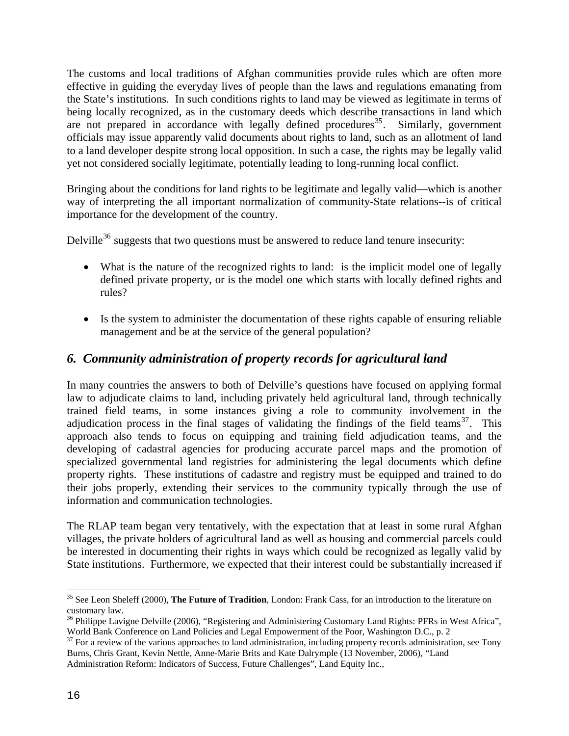The customs and local traditions of Afghan communities provide rules which are often more effective in guiding the everyday lives of people than the laws and regulations emanating from the State's institutions. In such conditions rights to land may be viewed as legitimate in terms of being locally recognized, as in the customary deeds which describe transactions in land which are not prepared in accordance with legally defined procedures[35]. Similarly, government officials may issue apparently valid documents about rights to land, such as an allotment of land to a land developer despite strong local opposition. In such a case, the rights may be legally valid yet not considered socially legitimate, potentially leading to long-running local conflict.

Bringing about the conditions for land rights to be legitimate <u>and</u> legally valid—which is another way of interpreting the all important normalization of community-State relations--is of critical importance for the development of the country.

Delville[36] suggests that two questions must be answered to reduce land tenure insecurity:

- What is the nature of the recognized rights to land: is the implicit model one of legally defined private property, or is the model one which starts with locally defined rights and rules?
- Is the system to administer the documentation of these rights capable of ensuring reliable management and be at the service of the general population?

## *6. Community administration of property records for agricultural land*

In many countries the answers to both of Delville's questions have focused on applying formal law to adjudicate claims to land, including privately held agricultural land, through technically trained field teams, in some instances giving a role to community involvement in the adjudication process in the final stages of validating the findings of the field teams[37]. This approach also tends to focus on equipping and training field adjudication teams, and the developing of cadastral agencies for producing accurate parcel maps and the promotion of specialized governmental land registries for administering the legal documents which define property rights. These institutions of cadastre and registry must be equipped and trained to do their jobs properly, extending their services to the community typically through the use of information and communication technologies.

The RLAP team began very tentatively, with the expectation that at least in some rural Afghan villages, the private holders of agricultural land as well as housing and commercial parcels could be interested in documenting their rights in ways which could be recognized as legally valid by State institutions. Furthermore, we expected that their interest could be substantially increased if

---

[35] See Leon Sheleff (2000), **The Future of Tradition**, London: Frank Cass, for an introduction to the literature on customary law.

[36] Philippe Lavigne Delville (2006), "Registering and Administering Customary Land Rights: PFRs in West Africa", World Bank Conference on Land Policies and Legal Empowerment of the Poor, Washington D.C., p. 2

[37] For a review of the various approaches to land administration, including property records administration, see Tony Burns, Chris Grant, Kevin Nettle, Anne-Marie Brits and Kate Dalrymple (13 November, 2006), "Land Administration Reform: Indicators of Success, Future Challenges", Land Equity Inc.,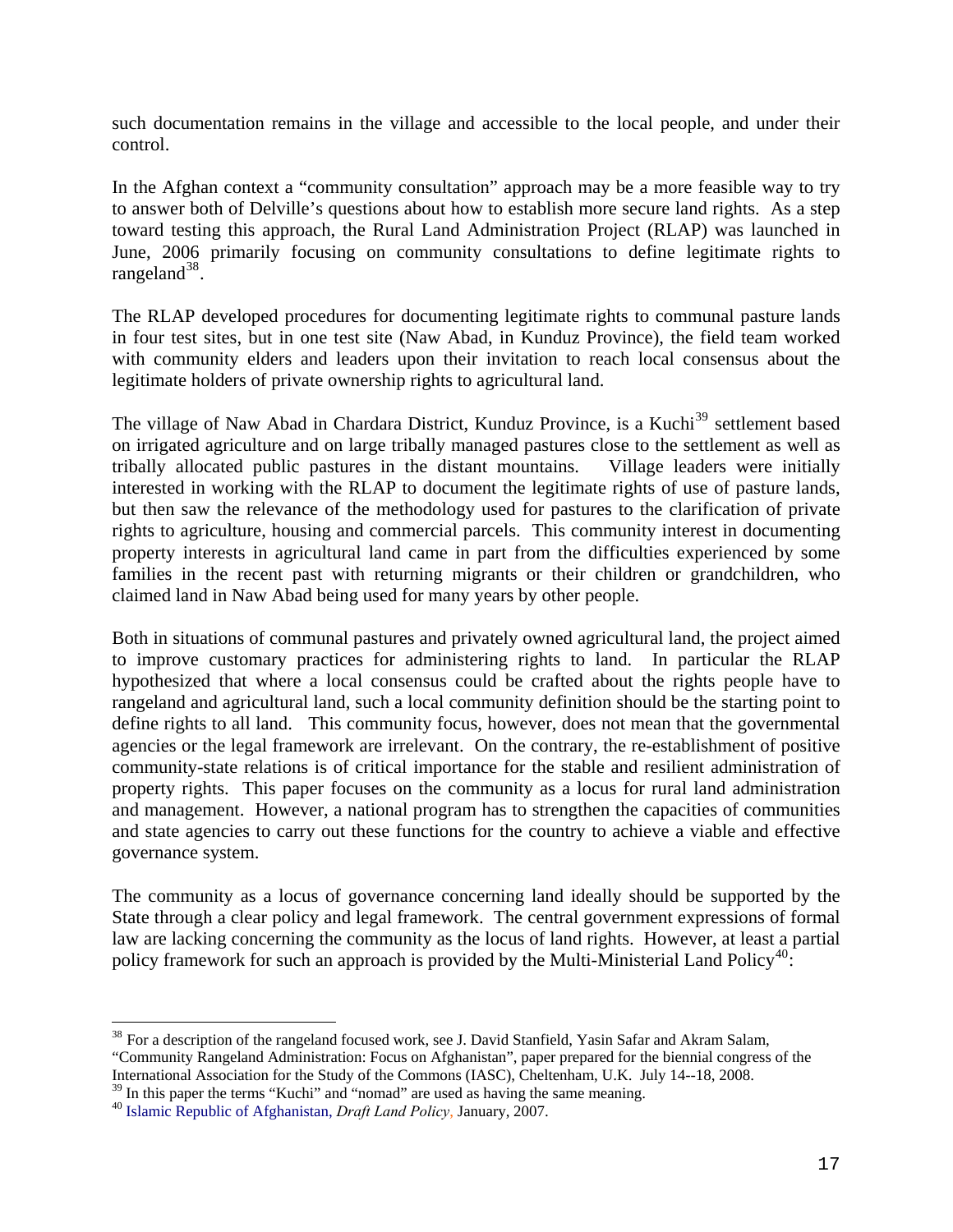such documentation remains in the village and accessible to the local people, and under their control.

In the Afghan context a "community consultation" approach may be a more feasible way to try to answer both of Delville's questions about how to establish more secure land rights. As a step toward testing this approach, the Rural Land Administration Project (RLAP) was launched in June, 2006 primarily focusing on community consultations to define legitimate rights to rangeland[38].

The RLAP developed procedures for documenting legitimate rights to communal pasture lands in four test sites, but in one test site (Naw Abad, in Kunduz Province), the field team worked with community elders and leaders upon their invitation to reach local consensus about the legitimate holders of private ownership rights to agricultural land.

The village of Naw Abad in Chardara District, Kunduz Province, is a Kuchi[39] settlement based on irrigated agriculture and on large tribally managed pastures close to the settlement as well as tribally allocated public pastures in the distant mountains. Village leaders were initially interested in working with the RLAP to document the legitimate rights of use of pasture lands, but then saw the relevance of the methodology used for pastures to the clarification of private rights to agriculture, housing and commercial parcels. This community interest in documenting property interests in agricultural land came in part from the difficulties experienced by some families in the recent past with returning migrants or their children or grandchildren, who claimed land in Naw Abad being used for many years by other people.

Both in situations of communal pastures and privately owned agricultural land, the project aimed to improve customary practices for administering rights to land. In particular the RLAP hypothesized that where a local consensus could be crafted about the rights people have to rangeland and agricultural land, such a local community definition should be the starting point to define rights to all land. This community focus, however, does not mean that the governmental agencies or the legal framework are irrelevant. On the contrary, the re-establishment of positive community-state relations is of critical importance for the stable and resilient administration of property rights. This paper focuses on the community as a locus for rural land administration and management. However, a national program has to strengthen the capacities of communities and state agencies to carry out these functions for the country to achieve a viable and effective governance system.

The community as a locus of governance concerning land ideally should be supported by the State through a clear policy and legal framework. The central government expressions of formal law are lacking concerning the community as the locus of land rights. However, at least a partial policy framework for such an approach is provided by the Multi-Ministerial Land Policy[40]:

---

[38] For a description of the rangeland focused work, see J. David Stanfield, Yasin Safar and Akram Salam, "Community Rangeland Administration: Focus on Afghanistan", paper prepared for the biennial congress of the International Association for the Study of the Commons (IASC), Cheltenham, U.K. July 14--18, 2008.

[39] In this paper the terms "Kuchi" and "nomad" are used as having the same meaning.

[40] Islamic Republic of Afghanistan, *Draft Land Policy*, January, 2007.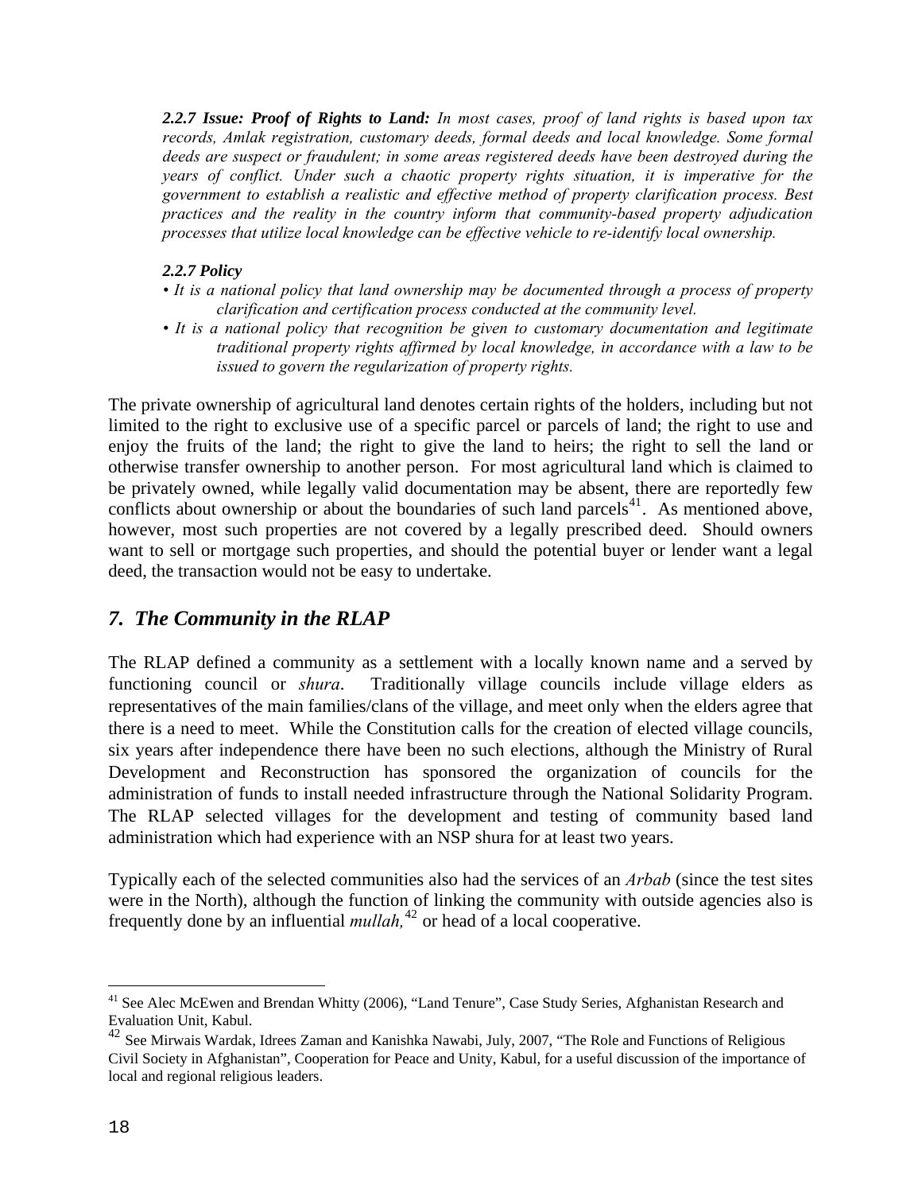***2.2.7 Issue: Proof of Rights to Land:*** *In most cases, proof of land rights is based upon tax records, Amlak registration, customary deeds, formal deeds and local knowledge. Some formal deeds are suspect or fraudulent; in some areas registered deeds have been destroyed during the years of conflict. Under such a chaotic property rights situation, it is imperative for the government to establish a realistic and effective method of property clarification process. Best practices and the reality in the country inform that community-based property adjudication processes that utilize local knowledge can be effective vehicle to re-identify local ownership.*

***2.2.7 Policy***

- *It is a national policy that land ownership may be documented through a process of property clarification and certification process conducted at the community level.*
- *It is a national policy that recognition be given to customary documentation and legitimate traditional property rights affirmed by local knowledge, in accordance with a law to be issued to govern the regularization of property rights.*

The private ownership of agricultural land denotes certain rights of the holders, including but not limited to the right to exclusive use of a specific parcel or parcels of land; the right to use and enjoy the fruits of the land; the right to give the land to heirs; the right to sell the land or otherwise transfer ownership to another person. For most agricultural land which is claimed to be privately owned, while legally valid documentation may be absent, there are reportedly few conflicts about ownership or about the boundaries of such land parcels[41]. As mentioned above, however, most such properties are not covered by a legally prescribed deed. Should owners want to sell or mortgage such properties, and should the potential buyer or lender want a legal deed, the transaction would not be easy to undertake.

## *7. The Community in the RLAP*

The RLAP defined a community as a settlement with a locally known name and a served by functioning council or *shura*. Traditionally village councils include village elders as representatives of the main families/clans of the village, and meet only when the elders agree that there is a need to meet. While the Constitution calls for the creation of elected village councils, six years after independence there have been no such elections, although the Ministry of Rural Development and Reconstruction has sponsored the organization of councils for the administration of funds to install needed infrastructure through the National Solidarity Program. The RLAP selected villages for the development and testing of community based land administration which had experience with an NSP shura for at least two years.

Typically each of the selected communities also had the services of an *Arbab* (since the test sites were in the North), although the function of linking the community with outside agencies also is frequently done by an influential *mullah,*[42] or head of a local cooperative.

---

[41] See Alec McEwen and Brendan Whitty (2006), "Land Tenure", Case Study Series, Afghanistan Research and Evaluation Unit, Kabul.

[42] See Mirwais Wardak, Idrees Zaman and Kanishka Nawabi, July, 2007, "The Role and Functions of Religious Civil Society in Afghanistan", Cooperation for Peace and Unity, Kabul, for a useful discussion of the importance of local and regional religious leaders.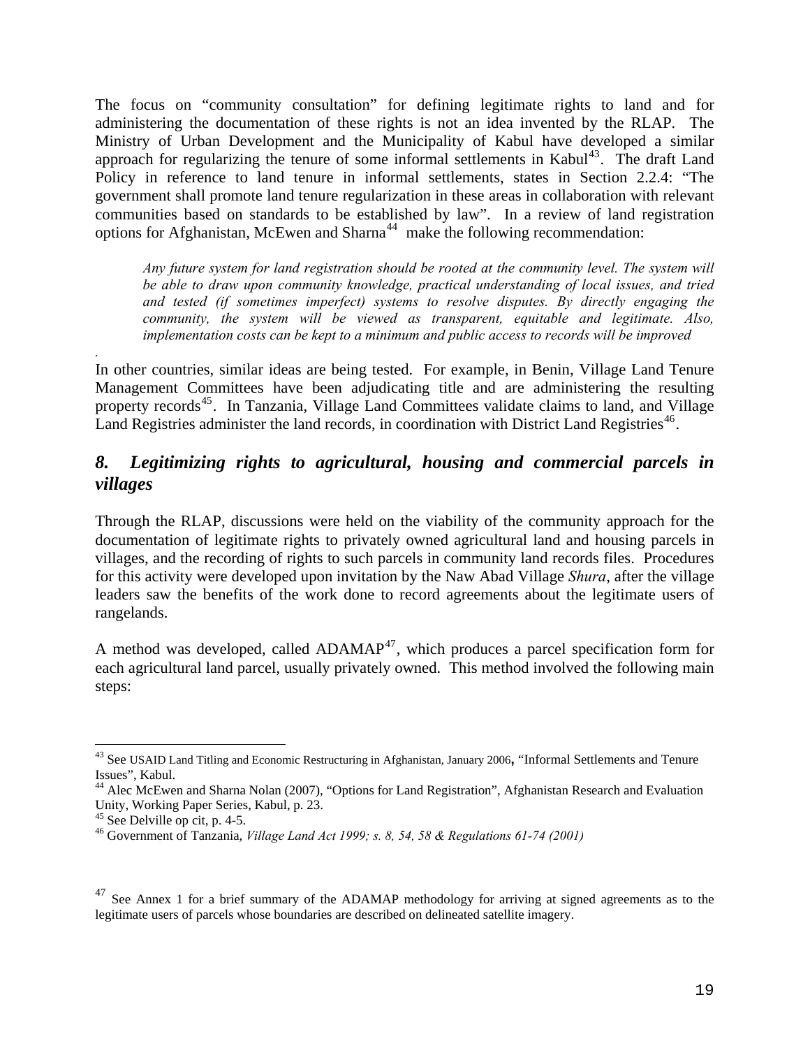The focus on "community consultation" for defining legitimate rights to land and for administering the documentation of these rights is not an idea invented by the RLAP. The Ministry of Urban Development and the Municipality of Kabul have developed a similar approach for regularizing the tenure of some informal settlements in Kabul[43]. The draft Land Policy in reference to land tenure in informal settlements, states in Section 2.2.4: "The government shall promote land tenure regularization in these areas in collaboration with relevant communities based on standards to be established by law". In a review of land registration options for Afghanistan, McEwen and Sharna[44] make the following recommendation:

> *Any future system for land registration should be rooted at the community level. The system will be able to draw upon community knowledge, practical understanding of local issues, and tried and tested (if sometimes imperfect) systems to resolve disputes. By directly engaging the community, the system will be viewed as transparent, equitable and legitimate. Also, implementation costs can be kept to a minimum and public access to records will be improved*

.

In other countries, similar ideas are being tested. For example, in Benin, Village Land Tenure Management Committees have been adjudicating title and are administering the resulting property records[45]. In Tanzania, Village Land Committees validate claims to land, and Village Land Registries administer the land records, in coordination with District Land Registries[46].

## *8. Legitimizing rights to agricultural, housing and commercial parcels in villages*

Through the RLAP, discussions were held on the viability of the community approach for the documentation of legitimate rights to privately owned agricultural land and housing parcels in villages, and the recording of rights to such parcels in community land records files. Procedures for this activity were developed upon invitation by the Naw Abad Village *Shura*, after the village leaders saw the benefits of the work done to record agreements about the legitimate users of rangelands.

A method was developed, called ADAMAP[47], which produces a parcel specification form for each agricultural land parcel, usually privately owned. This method involved the following main steps:

---

[43] See USAID Land Titling and Economic Restructuring in Afghanistan, January 2006**,** "Informal Settlements and Tenure Issues", Kabul.

[44] Alec McEwen and Sharna Nolan (2007), "Options for Land Registration", Afghanistan Research and Evaluation Unity, Working Paper Series, Kabul, p. 23.

[45] See Delville op cit, p. 4-5.

[46] Government of Tanzania, *Village Land Act 1999; s. 8, 54, 58 & Regulations 61-74 (2001)*

[47] See Annex 1 for a brief summary of the ADAMAP methodology for arriving at signed agreements as to the legitimate users of parcels whose boundaries are described on delineated satellite imagery.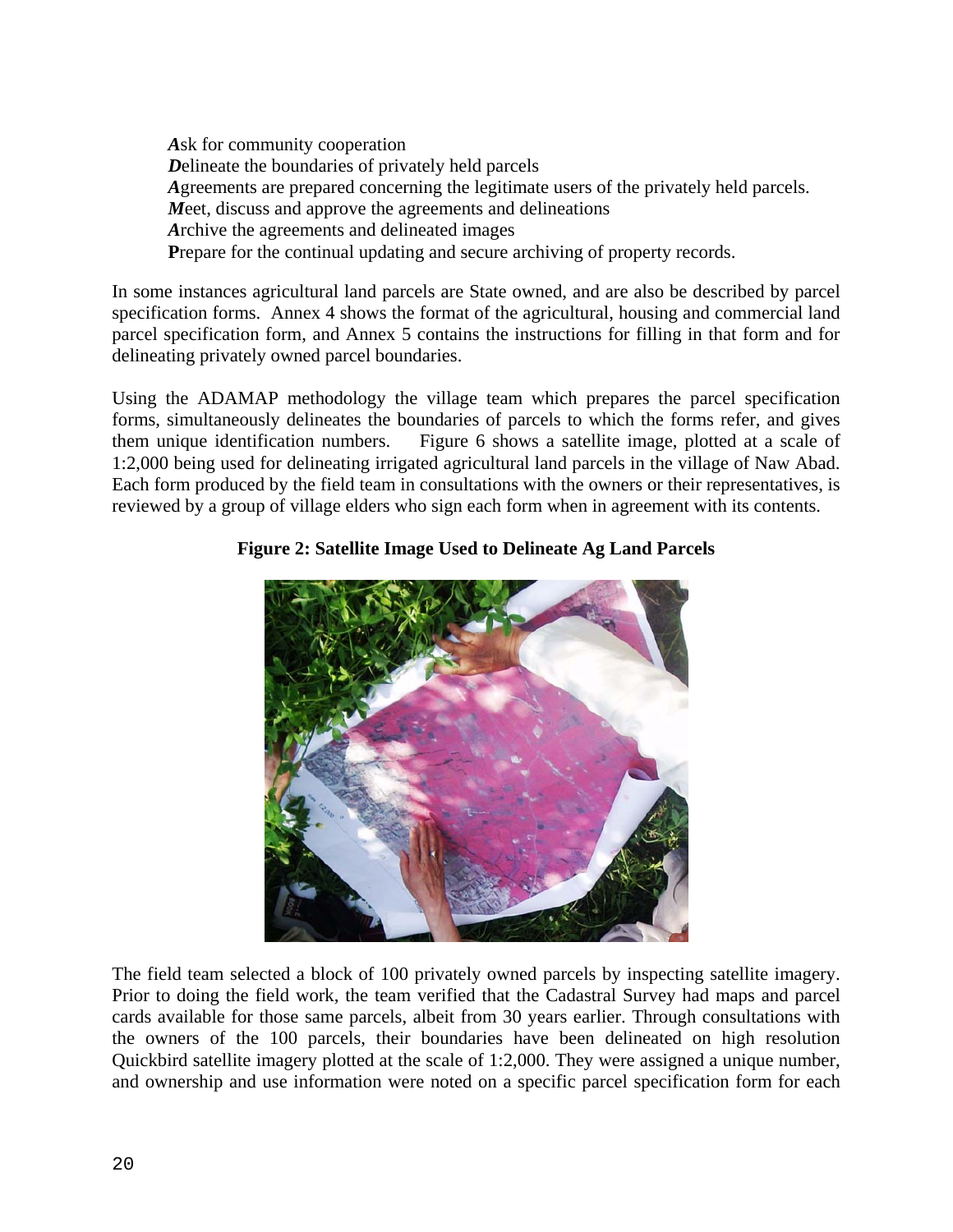***A***sk for community cooperation
***D***elineate the boundaries of privately held parcels
***A***greements are prepared concerning the legitimate users of the privately held parcels.
***M***eet, discuss and approve the agreements and delineations
***A***rchive the agreements and delineated images
**P**repare for the continual updating and secure archiving of property records.

In some instances agricultural land parcels are State owned, and are also be described by parcel specification forms. Annex 4 shows the format of the agricultural, housing and commercial land parcel specification form, and Annex 5 contains the instructions for filling in that form and for delineating privately owned parcel boundaries.

Using the ADAMAP methodology the village team which prepares the parcel specification forms, simultaneously delineates the boundaries of parcels to which the forms refer, and gives them unique identification numbers. Figure 6 shows a satellite image, plotted at a scale of 1:2,000 being used for delineating irrigated agricultural land parcels in the village of Naw Abad. Each form produced by the field team in consultations with the owners or their representatives, is reviewed by a group of village elders who sign each form when in agreement with its contents.

**Figure 2: Satellite Image Used to Delineate Ag Land Parcels**

The field team selected a block of 100 privately owned parcels by inspecting satellite imagery. Prior to doing the field work, the team verified that the Cadastral Survey had maps and parcel cards available for those same parcels, albeit from 30 years earlier. Through consultations with the owners of the 100 parcels, their boundaries have been delineated on high resolution Quickbird satellite imagery plotted at the scale of 1:2,000. They were assigned a unique number, and ownership and use information were noted on a specific parcel specification form for each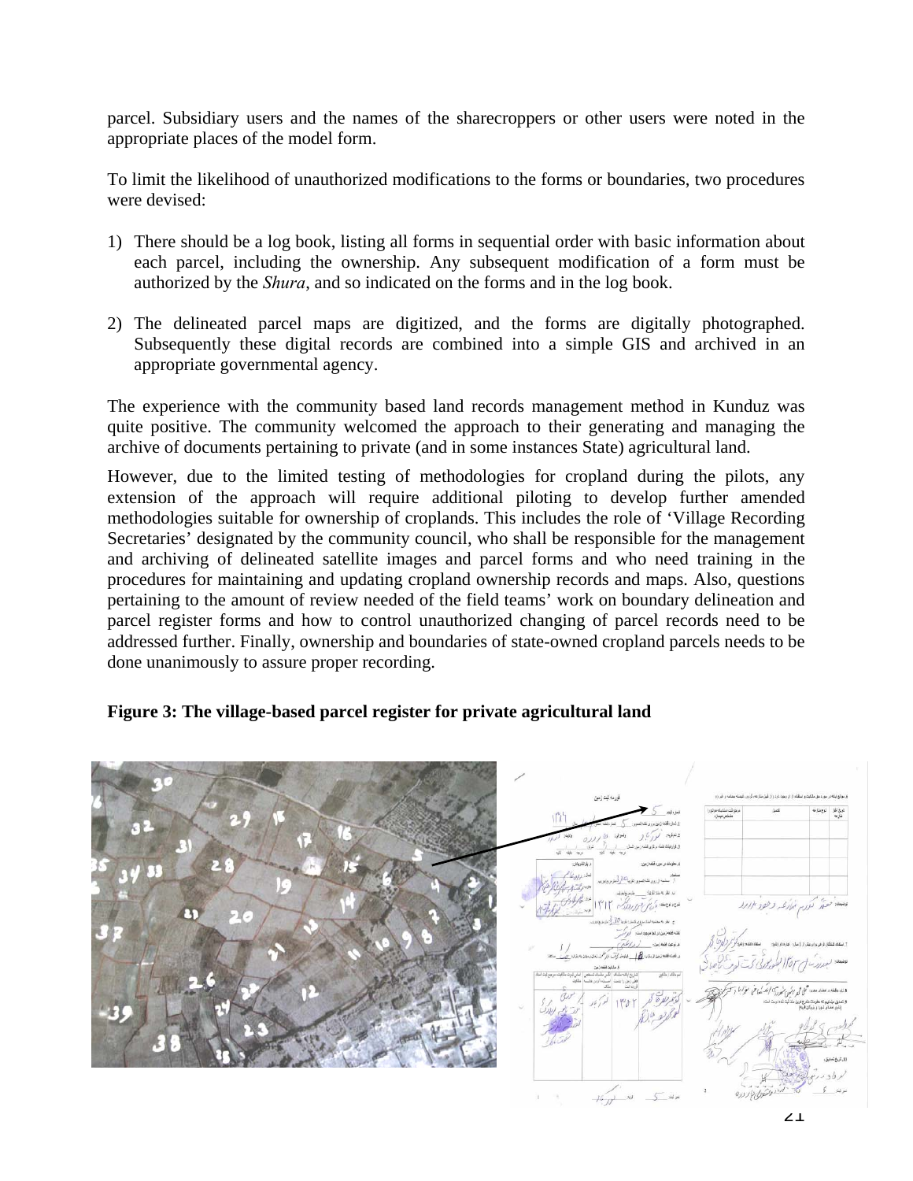parcel. Subsidiary users and the names of the sharecroppers or other users were noted in the appropriate places of the model form.

To limit the likelihood of unauthorized modifications to the forms or boundaries, two procedures were devised:

1) There should be a log book, listing all forms in sequential order with basic information about each parcel, including the ownership. Any subsequent modification of a form must be authorized by the *Shura*, and so indicated on the forms and in the log book.

2) The delineated parcel maps are digitized, and the forms are digitally photographed. Subsequently these digital records are combined into a simple GIS and archived in an appropriate governmental agency.

The experience with the community based land records management method in Kunduz was quite positive. The community welcomed the approach to their generating and managing the archive of documents pertaining to private (and in some instances State) agricultural land.

However, due to the limited testing of methodologies for cropland during the pilots, any extension of the approach will require additional piloting to develop further amended methodologies suitable for ownership of croplands. This includes the role of 'Village Recording Secretaries' designated by the community council, who shall be responsible for the management and archiving of delineated satellite images and parcel forms and who need training in the procedures for maintaining and updating cropland ownership records and maps. Also, questions pertaining to the amount of review needed of the field teams' work on boundary delineation and parcel register forms and how to control unauthorized changing of parcel records need to be addressed further. Finally, ownership and boundaries of state-owned cropland parcels needs to be done unanimously to assure proper recording.

**Figure 3: The village-based parcel register for private agricultural land**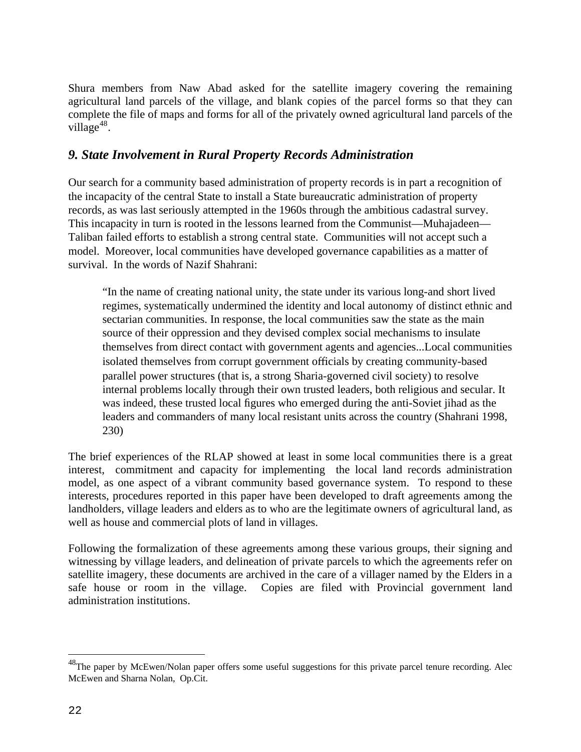Shura members from Naw Abad asked for the satellite imagery covering the remaining agricultural land parcels of the village, and blank copies of the parcel forms so that they can complete the file of maps and forms for all of the privately owned agricultural land parcels of the village[48].

## *9. State Involvement in Rural Property Records Administration*

Our search for a community based administration of property records is in part a recognition of the incapacity of the central State to install a State bureaucratic administration of property records, as was last seriously attempted in the 1960s through the ambitious cadastral survey. This incapacity in turn is rooted in the lessons learned from the Communist—Muhajadeen—Taliban failed efforts to establish a strong central state. Communities will not accept such a model. Moreover, local communities have developed governance capabilities as a matter of survival. In the words of Nazif Shahrani:

> "In the name of creating national unity, the state under its various long-and short lived regimes, systematically undermined the identity and local autonomy of distinct ethnic and sectarian communities. In response, the local communities saw the state as the main source of their oppression and they devised complex social mechanisms to insulate themselves from direct contact with government agents and agencies...Local communities isolated themselves from corrupt government officials by creating community-based parallel power structures (that is, a strong Sharia-governed civil society) to resolve internal problems locally through their own trusted leaders, both religious and secular. It was indeed, these trusted local figures who emerged during the anti-Soviet jihad as the leaders and commanders of many local resistant units across the country (Shahrani 1998, 230)

The brief experiences of the RLAP showed at least in some local communities there is a great interest, commitment and capacity for implementing the local land records administration model, as one aspect of a vibrant community based governance system. To respond to these interests, procedures reported in this paper have been developed to draft agreements among the landholders, village leaders and elders as to who are the legitimate owners of agricultural land, as well as house and commercial plots of land in villages.

Following the formalization of these agreements among these various groups, their signing and witnessing by village leaders, and delineation of private parcels to which the agreements refer on satellite imagery, these documents are archived in the care of a villager named by the Elders in a safe house or room in the village. Copies are filed with Provincial government land administration institutions.

---

[48] The paper by McEwen/Nolan paper offers some useful suggestions for this private parcel tenure recording. Alec McEwen and Sharna Nolan, Op.Cit.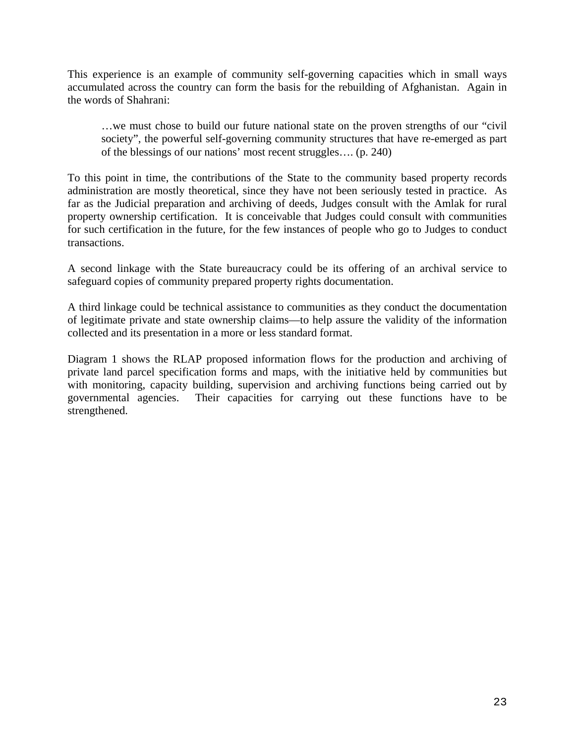This experience is an example of community self-governing capacities which in small ways accumulated across the country can form the basis for the rebuilding of Afghanistan. Again in the words of Shahrani:

> …we must chose to build our future national state on the proven strengths of our "civil society", the powerful self-governing community structures that have re-emerged as part of the blessings of our nations' most recent struggles…. (p. 240)

To this point in time, the contributions of the State to the community based property records administration are mostly theoretical, since they have not been seriously tested in practice. As far as the Judicial preparation and archiving of deeds, Judges consult with the Amlak for rural property ownership certification. It is conceivable that Judges could consult with communities for such certification in the future, for the few instances of people who go to Judges to conduct transactions.

A second linkage with the State bureaucracy could be its offering of an archival service to safeguard copies of community prepared property rights documentation.

A third linkage could be technical assistance to communities as they conduct the documentation of legitimate private and state ownership claims—to help assure the validity of the information collected and its presentation in a more or less standard format.

Diagram 1 shows the RLAP proposed information flows for the production and archiving of private land parcel specification forms and maps, with the initiative held by communities but with monitoring, capacity building, supervision and archiving functions being carried out by governmental agencies. Their capacities for carrying out these functions have to be strengthened.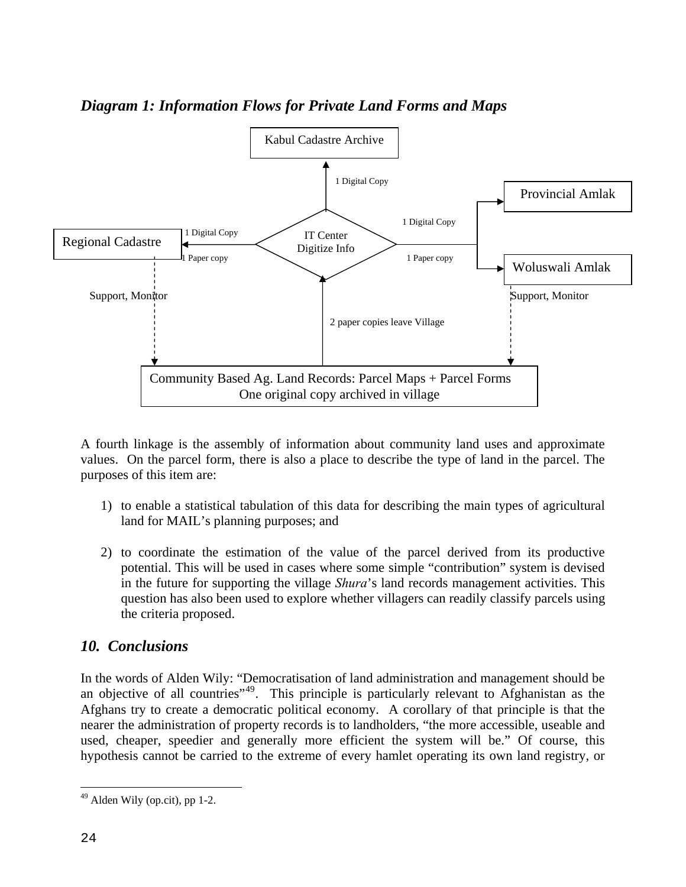### *Diagram 1: Information Flows for Private Land Forms and Maps*

Kabul Cadastre Archive

1 Digital Copy

Provincial Amlak

1 Digital Copy

Regional Cadastre

1 Digital Copy

IT Center
Digitize Info

1 Paper copy

1 Paper copy

Woluswali Amlak

Support, Monitor

Support, Monitor

2 paper copies leave Village

Community Based Ag. Land Records: Parcel Maps + Parcel Forms
One original copy archived in village

A fourth linkage is the assembly of information about community land uses and approximate values. On the parcel form, there is also a place to describe the type of land in the parcel. The purposes of this item are:

1) to enable a statistical tabulation of this data for describing the main types of agricultural land for MAIL's planning purposes; and

2) to coordinate the estimation of the value of the parcel derived from its productive potential. This will be used in cases where some simple "contribution" system is devised in the future for supporting the village *Shura*'s land records management activities. This question has also been used to explore whether villagers can readily classify parcels using the criteria proposed.

## *10. Conclusions*

In the words of Alden Wily: "Democratisation of land administration and management should be an objective of all countries"[49]. This principle is particularly relevant to Afghanistan as the Afghans try to create a democratic political economy. A corollary of that principle is that the nearer the administration of property records is to landholders, "the more accessible, useable and used, cheaper, speedier and generally more efficient the system will be." Of course, this hypothesis cannot be carried to the extreme of every hamlet operating its own land registry, or

[49] Alden Wily (op.cit), pp 1-2.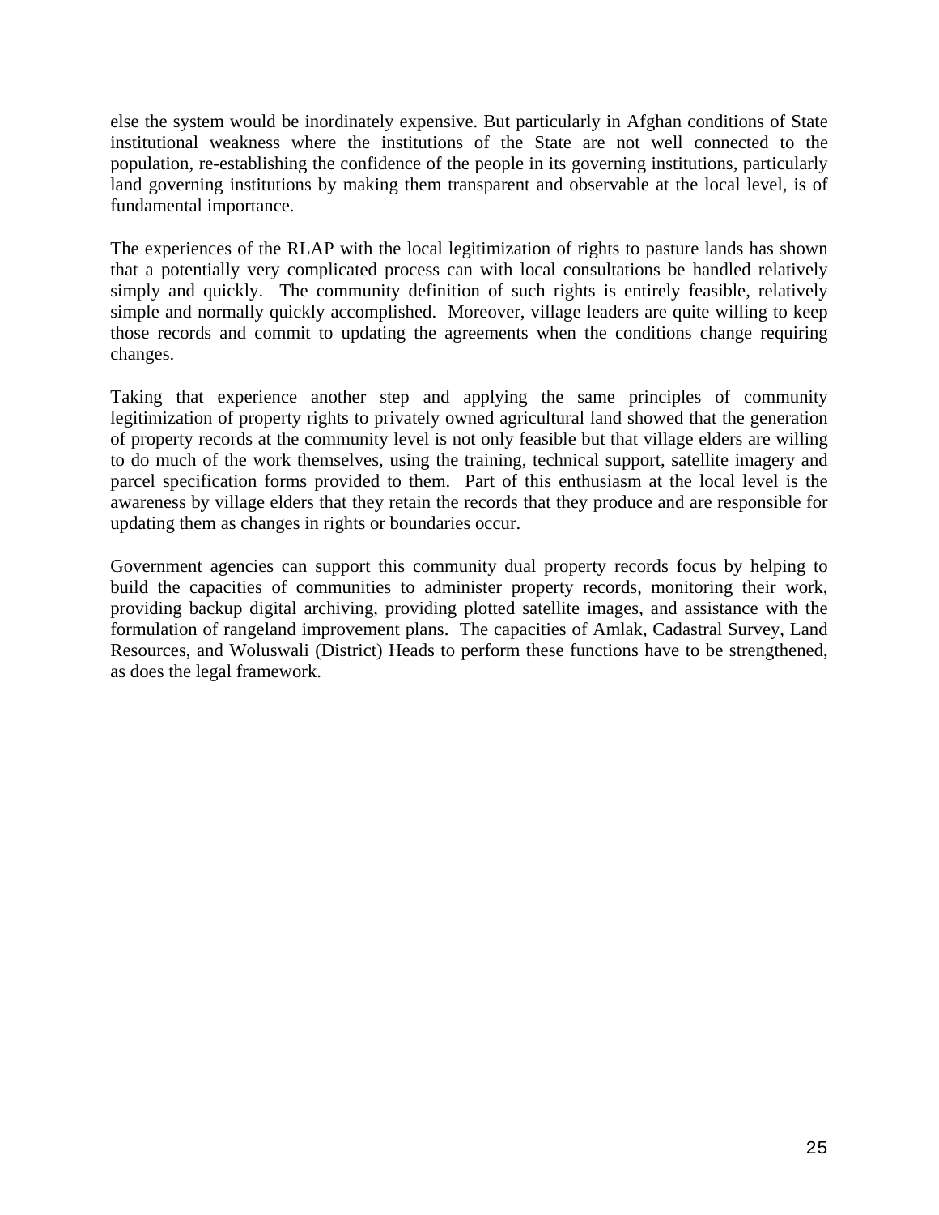else the system would be inordinately expensive. But particularly in Afghan conditions of State institutional weakness where the institutions of the State are not well connected to the population, re-establishing the confidence of the people in its governing institutions, particularly land governing institutions by making them transparent and observable at the local level, is of fundamental importance.

The experiences of the RLAP with the local legitimization of rights to pasture lands has shown that a potentially very complicated process can with local consultations be handled relatively simply and quickly. The community definition of such rights is entirely feasible, relatively simple and normally quickly accomplished. Moreover, village leaders are quite willing to keep those records and commit to updating the agreements when the conditions change requiring changes.

Taking that experience another step and applying the same principles of community legitimization of property rights to privately owned agricultural land showed that the generation of property records at the community level is not only feasible but that village elders are willing to do much of the work themselves, using the training, technical support, satellite imagery and parcel specification forms provided to them. Part of this enthusiasm at the local level is the awareness by village elders that they retain the records that they produce and are responsible for updating them as changes in rights or boundaries occur.

Government agencies can support this community dual property records focus by helping to build the capacities of communities to administer property records, monitoring their work, providing backup digital archiving, providing plotted satellite images, and assistance with the formulation of rangeland improvement plans. The capacities of Amlak, Cadastral Survey, Land Resources, and Woluswali (District) Heads to perform these functions have to be strengthened, as does the legal framework.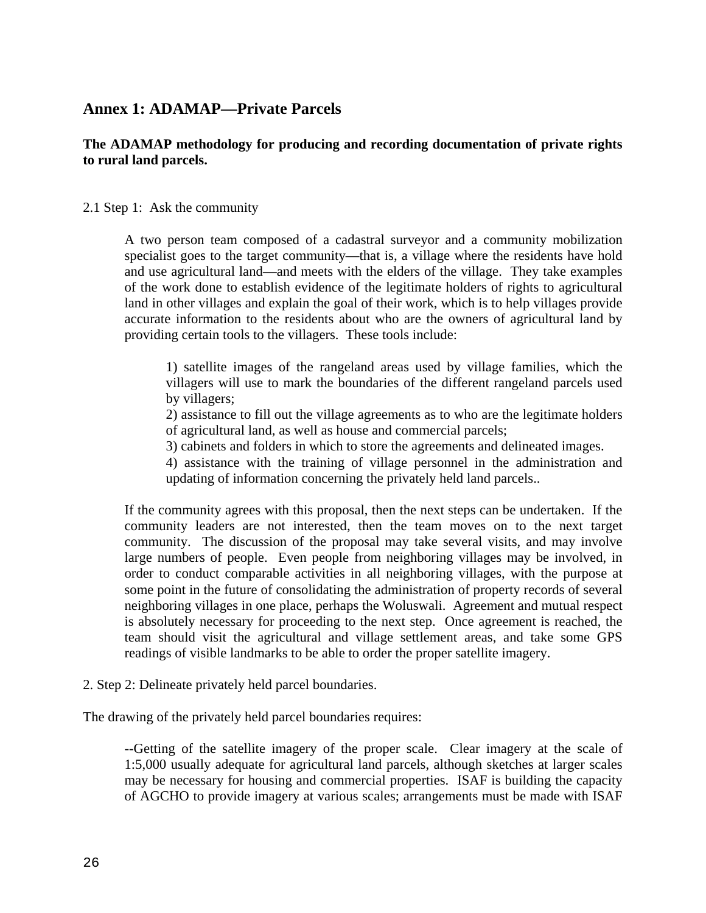## Annex 1: ADAMAP—Private Parcels

**The ADAMAP methodology for producing and recording documentation of private rights to rural land parcels.**

2.1 Step 1: Ask the community

A two person team composed of a cadastral surveyor and a community mobilization specialist goes to the target community—that is, a village where the residents have hold and use agricultural land—and meets with the elders of the village. They take examples of the work done to establish evidence of the legitimate holders of rights to agricultural land in other villages and explain the goal of their work, which is to help villages provide accurate information to the residents about who are the owners of agricultural land by providing certain tools to the villagers. These tools include:

> 1) satellite images of the rangeland areas used by village families, which the villagers will use to mark the boundaries of the different rangeland parcels used by villagers;
> 2) assistance to fill out the village agreements as to who are the legitimate holders of agricultural land, as well as house and commercial parcels;
> 3) cabinets and folders in which to store the agreements and delineated images.
> 4) assistance with the training of village personnel in the administration and updating of information concerning the privately held land parcels..

If the community agrees with this proposal, then the next steps can be undertaken. If the community leaders are not interested, then the team moves on to the next target community. The discussion of the proposal may take several visits, and may involve large numbers of people. Even people from neighboring villages may be involved, in order to conduct comparable activities in all neighboring villages, with the purpose at some point in the future of consolidating the administration of property records of several neighboring villages in one place, perhaps the Woluswali. Agreement and mutual respect is absolutely necessary for proceeding to the next step. Once agreement is reached, the team should visit the agricultural and village settlement areas, and take some GPS readings of visible landmarks to be able to order the proper satellite imagery.

2. Step 2: Delineate privately held parcel boundaries.

The drawing of the privately held parcel boundaries requires:

--Getting of the satellite imagery of the proper scale. Clear imagery at the scale of 1:5,000 usually adequate for agricultural land parcels, although sketches at larger scales may be necessary for housing and commercial properties. ISAF is building the capacity of AGCHO to provide imagery at various scales; arrangements must be made with ISAF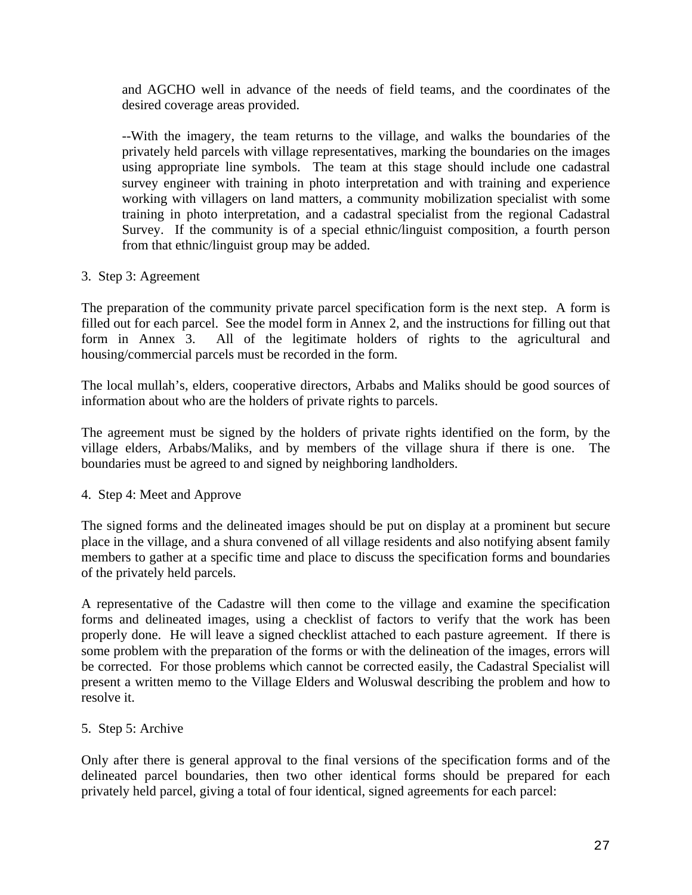and AGCHO well in advance of the needs of field teams, and the coordinates of the desired coverage areas provided.

--With the imagery, the team returns to the village, and walks the boundaries of the privately held parcels with village representatives, marking the boundaries on the images using appropriate line symbols. The team at this stage should include one cadastral survey engineer with training in photo interpretation and with training and experience working with villagers on land matters, a community mobilization specialist with some training in photo interpretation, and a cadastral specialist from the regional Cadastral Survey. If the community is of a special ethnic/linguist composition, a fourth person from that ethnic/linguist group may be added.

3. Step 3: Agreement

The preparation of the community private parcel specification form is the next step. A form is filled out for each parcel. See the model form in Annex 2, and the instructions for filling out that form in Annex 3. All of the legitimate holders of rights to the agricultural and housing/commercial parcels must be recorded in the form.

The local mullah's, elders, cooperative directors, Arbabs and Maliks should be good sources of information about who are the holders of private rights to parcels.

The agreement must be signed by the holders of private rights identified on the form, by the village elders, Arbabs/Maliks, and by members of the village shura if there is one. The boundaries must be agreed to and signed by neighboring landholders.

4. Step 4: Meet and Approve

The signed forms and the delineated images should be put on display at a prominent but secure place in the village, and a shura convened of all village residents and also notifying absent family members to gather at a specific time and place to discuss the specification forms and boundaries of the privately held parcels.

A representative of the Cadastre will then come to the village and examine the specification forms and delineated images, using a checklist of factors to verify that the work has been properly done. He will leave a signed checklist attached to each pasture agreement. If there is some problem with the preparation of the forms or with the delineation of the images, errors will be corrected. For those problems which cannot be corrected easily, the Cadastral Specialist will present a written memo to the Village Elders and Woluswal describing the problem and how to resolve it.

5. Step 5: Archive

Only after there is general approval to the final versions of the specification forms and of the delineated parcel boundaries, then two other identical forms should be prepared for each privately held parcel, giving a total of four identical, signed agreements for each parcel: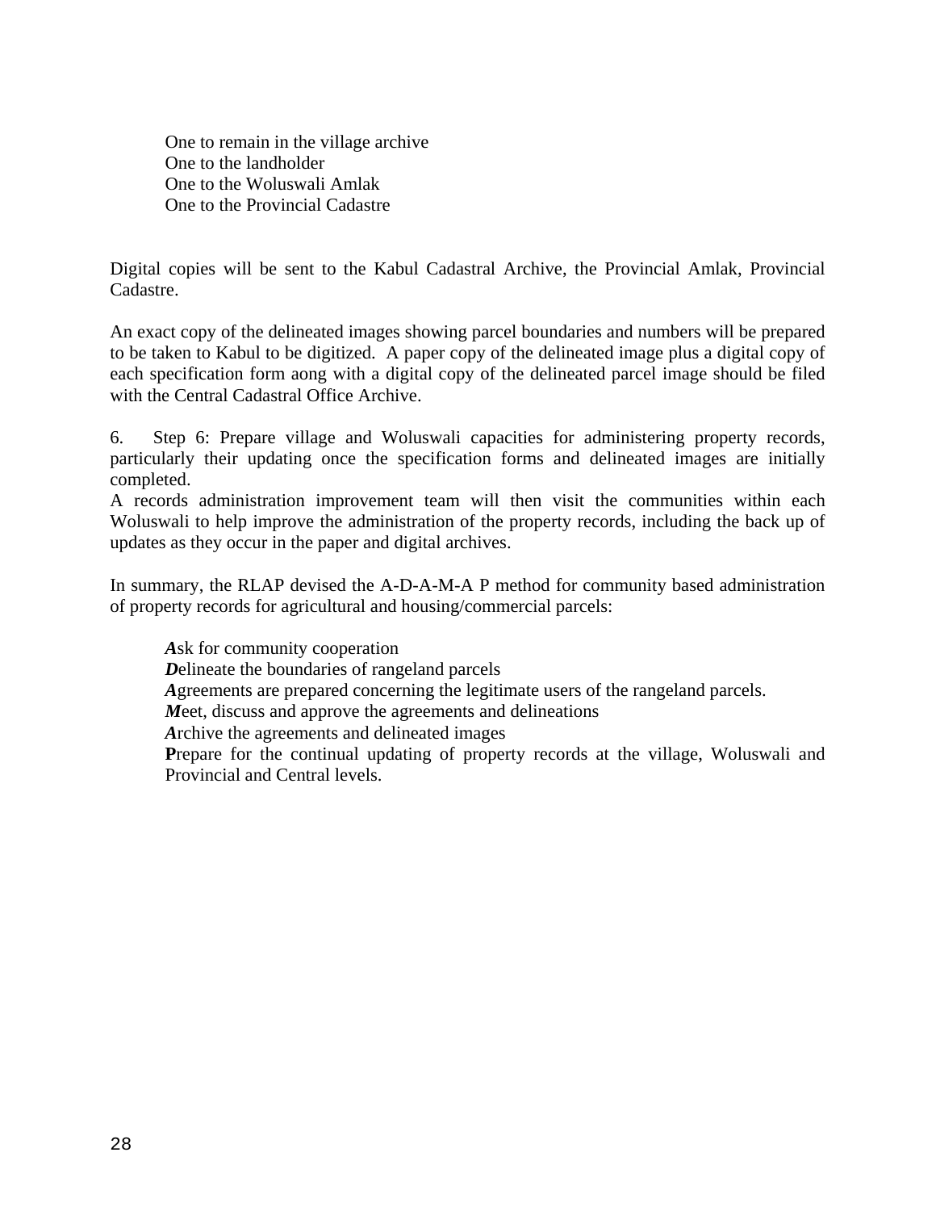One to remain in the village archive
One to the landholder
One to the Woluswali Amlak
One to the Provincial Cadastre

Digital copies will be sent to the Kabul Cadastral Archive, the Provincial Amlak, Provincial Cadastre.

An exact copy of the delineated images showing parcel boundaries and numbers will be prepared to be taken to Kabul to be digitized. A paper copy of the delineated image plus a digital copy of each specification form aong with a digital copy of the delineated parcel image should be filed with the Central Cadastral Office Archive.

6. Step 6: Prepare village and Woluswali capacities for administering property records, particularly their updating once the specification forms and delineated images are initially completed.
A records administration improvement team will then visit the communities within each Woluswali to help improve the administration of the property records, including the back up of updates as they occur in the paper and digital archives.

In summary, the RLAP devised the A-D-A-M-A P method for community based administration of property records for agricultural and housing/commercial parcels:

***A***sk for community cooperation
***D***elineate the boundaries of rangeland parcels
***A***greements are prepared concerning the legitimate users of the rangeland parcels.
***M***eet, discuss and approve the agreements and delineations
***A***rchive the agreements and delineated images
**P**repare for the continual updating of property records at the village, Woluswali and Provincial and Central levels.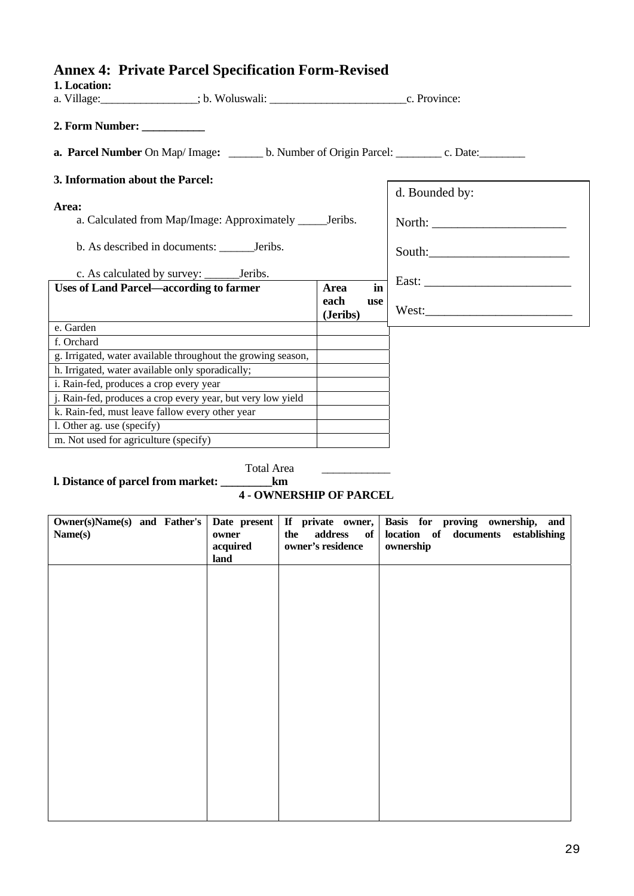## Annex 4: Private Parcel Specification Form-Revised

**1. Location:**

a. Village:________________; b. Woluswali: _______________________c. Province:

**2. Form Number: __________**

**a. Parcel Number** On Map/ Image**:** ______ b. Number of Origin Parcel: ________ c. Date:________

**3. Information about the Parcel:**

**Area:**

a. Calculated from Map/Image: Approximately _____Jeribs.

b. As described in documents: ______Jeribs.

c. As calculated by survey: ______Jeribs.

d. Bounded by:

North: _____________________

South:______________________

East: _______________________

West:_______________________

| **Uses of Land Parcel—according to farmer** | **Area in each use (Jeribs)** |
|---|---|
| e. Garden | |
| f. Orchard | |
| g. Irrigated, water available throughout the growing season, | |
| h. Irrigated, water available only sporadically; | |
| i. Rain-fed, produces a crop every year | |
| j. Rain-fed, produces a crop every year, but very low yield | |
| k. Rain-fed, must leave fallow every other year | |
| l. Other ag. use (specify) | |
| m. Not used for agriculture (specify) | |

Total Area ___________

**l. Distance of parcel from market: ________km**

**4 - OWNERSHIP OF PARCEL**

| **Owner(s)Name(s) and Father's Name(s)** | **Date present owner acquired land** | **If private owner, the address of owner's residence** | **Basis for proving ownership, and location of documents establishing ownership** |
|---|---|---|---|
| | | | |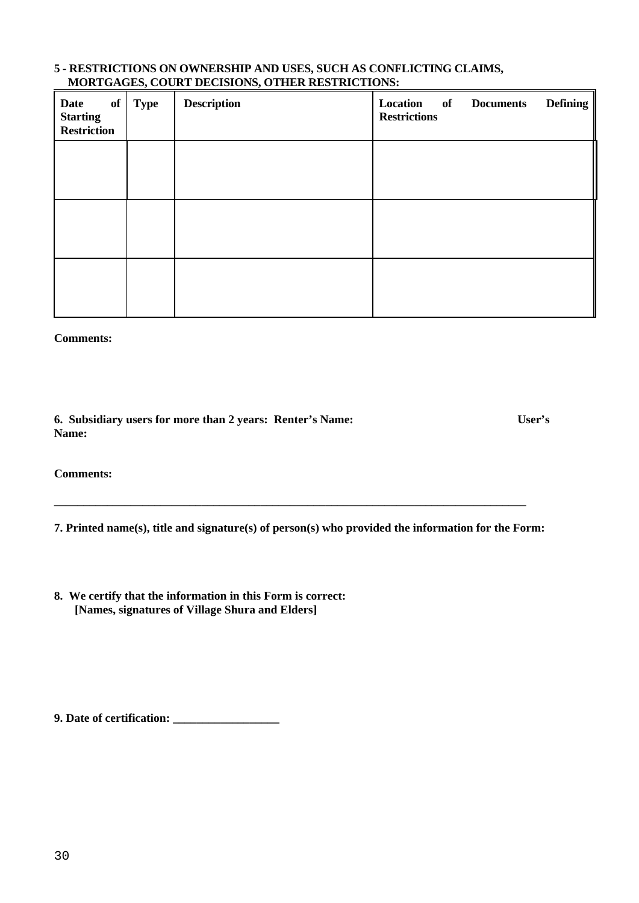**5 - RESTRICTIONS ON OWNERSHIP AND USES, SUCH AS CONFLICTING CLAIMS, MORTGAGES, COURT DECISIONS, OTHER RESTRICTIONS:**

| Date of Starting Restriction | Type | Description | Location of Documents Defining Restrictions |
|---|---|---|---|
| | | | |
| | | | |
| | | | |

**Comments:**

**6. Subsidiary users for more than 2 years: Renter's Name: User's Name:**

**Comments:**

---

**7. Printed name(s), title and signature(s) of person(s) who provided the information for the Form:**

**8. We certify that the information in this Form is correct:**
**[Names, signatures of Village Shura and Elders]**

**9. Date of certification: __________________**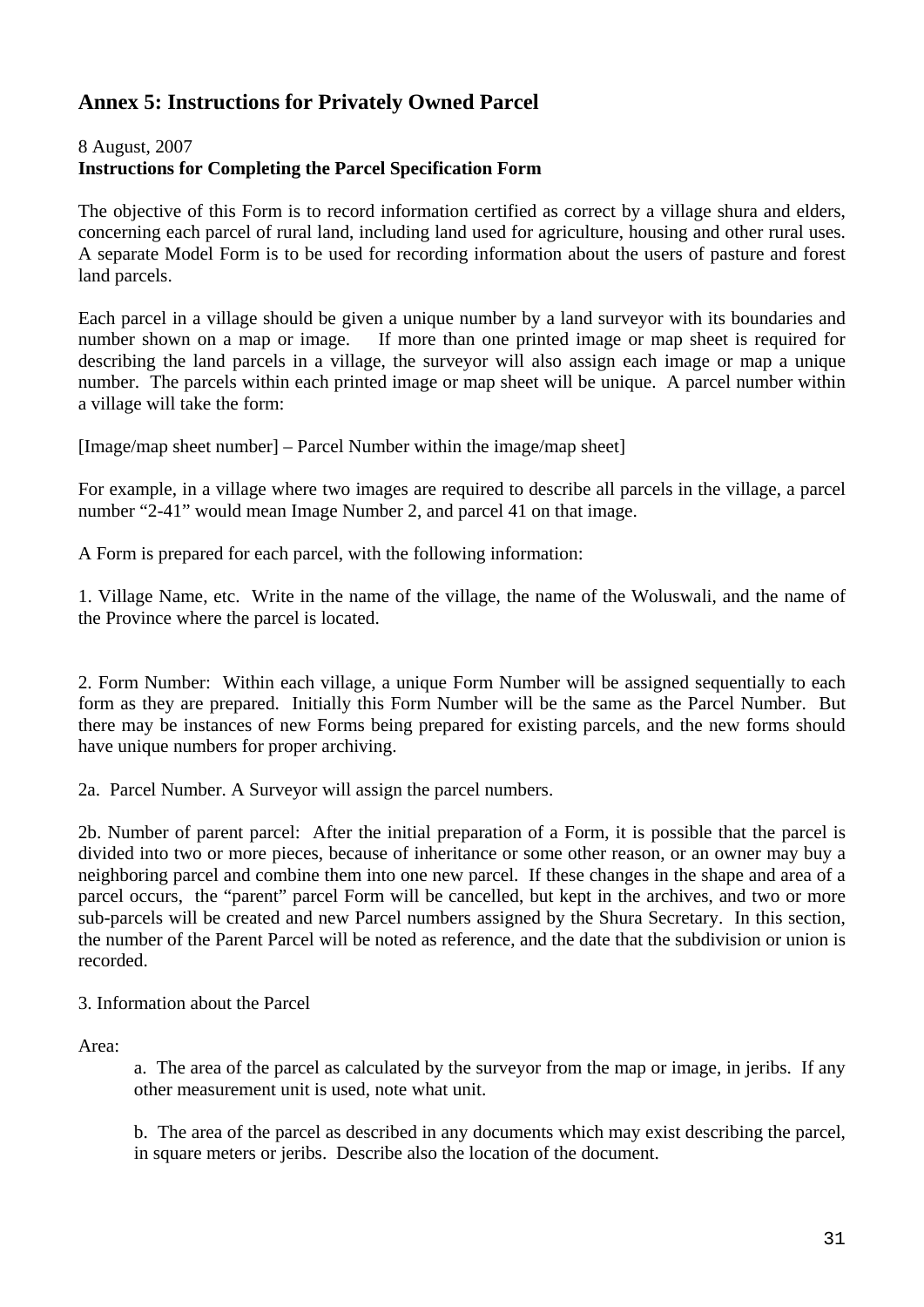## Annex 5: Instructions for Privately Owned Parcel

8 August, 2007
**Instructions for Completing the Parcel Specification Form**

The objective of this Form is to record information certified as correct by a village shura and elders, concerning each parcel of rural land, including land used for agriculture, housing and other rural uses. A separate Model Form is to be used for recording information about the users of pasture and forest land parcels.

Each parcel in a village should be given a unique number by a land surveyor with its boundaries and number shown on a map or image. If more than one printed image or map sheet is required for describing the land parcels in a village, the surveyor will also assign each image or map a unique number. The parcels within each printed image or map sheet will be unique. A parcel number within a village will take the form:

[Image/map sheet number] – Parcel Number within the image/map sheet]

For example, in a village where two images are required to describe all parcels in the village, a parcel number "2-41" would mean Image Number 2, and parcel 41 on that image.

A Form is prepared for each parcel, with the following information:

1. Village Name, etc. Write in the name of the village, the name of the Woluswali, and the name of the Province where the parcel is located.

2. Form Number: Within each village, a unique Form Number will be assigned sequentially to each form as they are prepared. Initially this Form Number will be the same as the Parcel Number. But there may be instances of new Forms being prepared for existing parcels, and the new forms should have unique numbers for proper archiving.

2a. Parcel Number. A Surveyor will assign the parcel numbers.

2b. Number of parent parcel: After the initial preparation of a Form, it is possible that the parcel is divided into two or more pieces, because of inheritance or some other reason, or an owner may buy a neighboring parcel and combine them into one new parcel. If these changes in the shape and area of a parcel occurs, the "parent" parcel Form will be cancelled, but kept in the archives, and two or more sub-parcels will be created and new Parcel numbers assigned by the Shura Secretary. In this section, the number of the Parent Parcel will be noted as reference, and the date that the subdivision or union is recorded.

3. Information about the Parcel

Area:

a. The area of the parcel as calculated by the surveyor from the map or image, in jeribs. If any other measurement unit is used, note what unit.

b. The area of the parcel as described in any documents which may exist describing the parcel, in square meters or jeribs. Describe also the location of the document.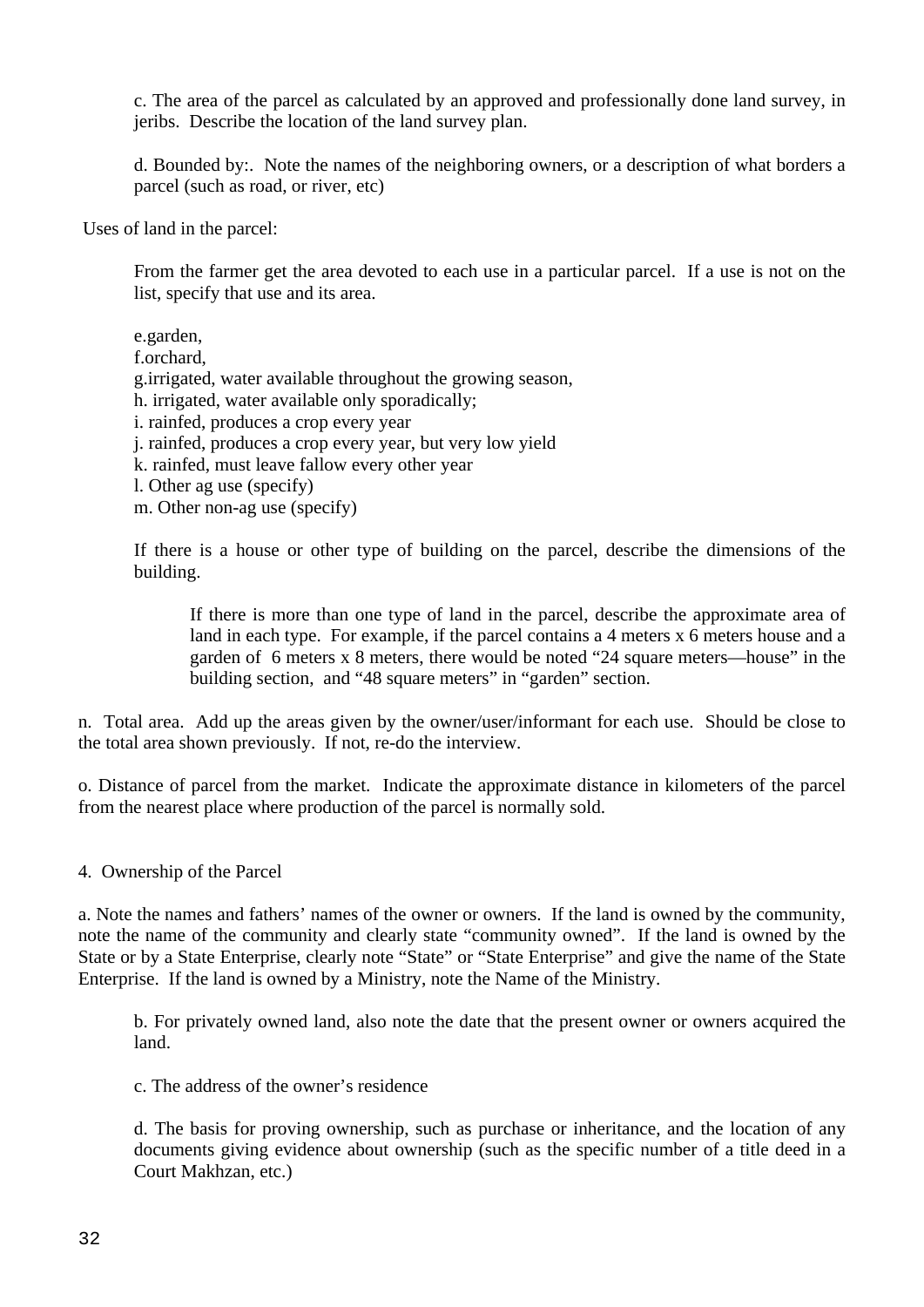c. The area of the parcel as calculated by an approved and professionally done land survey, in jeribs. Describe the location of the land survey plan.

d. Bounded by:. Note the names of the neighboring owners, or a description of what borders a parcel (such as road, or river, etc)

Uses of land in the parcel:

From the farmer get the area devoted to each use in a particular parcel. If a use is not on the list, specify that use and its area.

e.garden,
f.orchard,
g.irrigated, water available throughout the growing season,
h. irrigated, water available only sporadically;
i. rainfed, produces a crop every year
j. rainfed, produces a crop every year, but very low yield
k. rainfed, must leave fallow every other year
l. Other ag use (specify)
m. Other non-ag use (specify)

If there is a house or other type of building on the parcel, describe the dimensions of the building.

> If there is more than one type of land in the parcel, describe the approximate area of land in each type. For example, if the parcel contains a 4 meters x 6 meters house and a garden of 6 meters x 8 meters, there would be noted “24 square meters—house” in the building section, and “48 square meters” in “garden” section.

n. Total area. Add up the areas given by the owner/user/informant for each use. Should be close to the total area shown previously. If not, re-do the interview.

o. Distance of parcel from the market. Indicate the approximate distance in kilometers of the parcel from the nearest place where production of the parcel is normally sold.

4. Ownership of the Parcel

a. Note the names and fathers’ names of the owner or owners. If the land is owned by the community, note the name of the community and clearly state “community owned”. If the land is owned by the State or by a State Enterprise, clearly note “State” or “State Enterprise” and give the name of the State Enterprise. If the land is owned by a Ministry, note the Name of the Ministry.

b. For privately owned land, also note the date that the present owner or owners acquired the land.

c. The address of the owner’s residence

d. The basis for proving ownership, such as purchase or inheritance, and the location of any documents giving evidence about ownership (such as the specific number of a title deed in a Court Makhzan, etc.)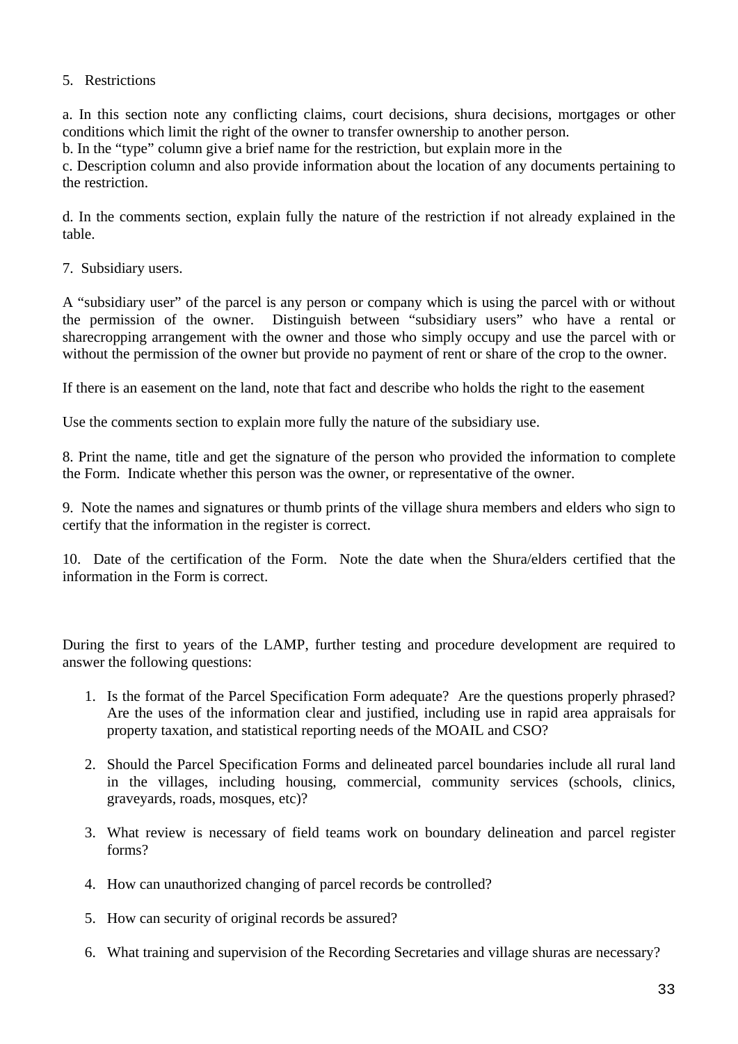5. Restrictions

a. In this section note any conflicting claims, court decisions, shura decisions, mortgages or other conditions which limit the right of the owner to transfer ownership to another person.
b. In the "type" column give a brief name for the restriction, but explain more in the
c. Description column and also provide information about the location of any documents pertaining to the restriction.

d. In the comments section, explain fully the nature of the restriction if not already explained in the table.

7. Subsidiary users.

A "subsidiary user" of the parcel is any person or company which is using the parcel with or without the permission of the owner. Distinguish between "subsidiary users" who have a rental or sharecropping arrangement with the owner and those who simply occupy and use the parcel with or without the permission of the owner but provide no payment of rent or share of the crop to the owner.

If there is an easement on the land, note that fact and describe who holds the right to the easement

Use the comments section to explain more fully the nature of the subsidiary use.

8. Print the name, title and get the signature of the person who provided the information to complete the Form. Indicate whether this person was the owner, or representative of the owner.

9. Note the names and signatures or thumb prints of the village shura members and elders who sign to certify that the information in the register is correct.

10. Date of the certification of the Form. Note the date when the Shura/elders certified that the information in the Form is correct.

During the first to years of the LAMP, further testing and procedure development are required to answer the following questions:

1. Is the format of the Parcel Specification Form adequate? Are the questions properly phrased? Are the uses of the information clear and justified, including use in rapid area appraisals for property taxation, and statistical reporting needs of the MOAIL and CSO?

2. Should the Parcel Specification Forms and delineated parcel boundaries include all rural land in the villages, including housing, commercial, community services (schools, clinics, graveyards, roads, mosques, etc)?

3. What review is necessary of field teams work on boundary delineation and parcel register forms?

4. How can unauthorized changing of parcel records be controlled?

5. How can security of original records be assured?

6. What training and supervision of the Recording Secretaries and village shuras are necessary?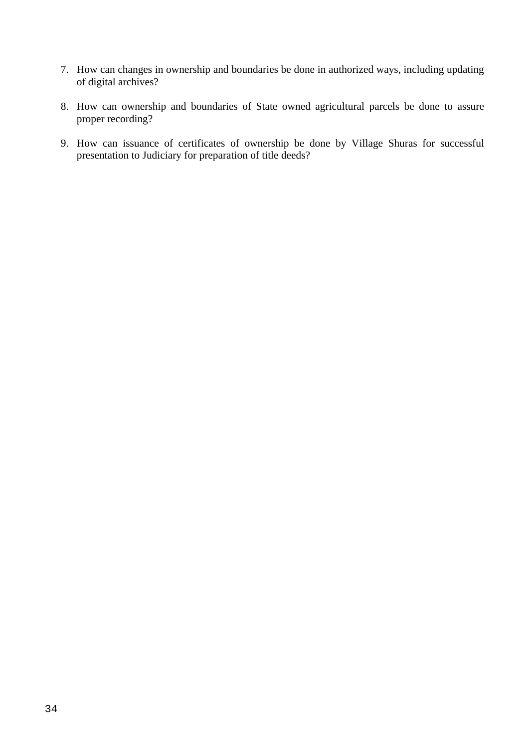7. How can changes in ownership and boundaries be done in authorized ways, including updating of digital archives?

8. How can ownership and boundaries of State owned agricultural parcels be done to assure proper recording?

9. How can issuance of certificates of ownership be done by Village Shuras for successful presentation to Judiciary for preparation of title deeds?